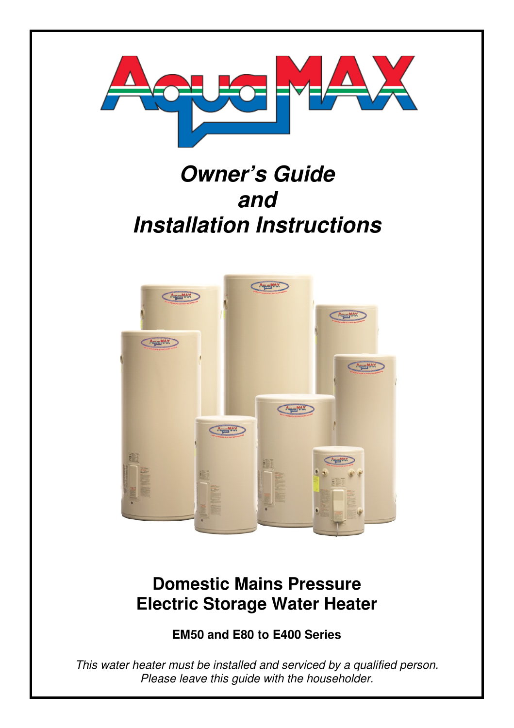# AquaMAX

# *Owner's Guide and Installation Instructions*

## Domestic Mains Pressure Electric Storage Water Heater

**EM50 and E80 to E400 Series**

*This water heater must be installed and serviced by a qualified person.*
*Please leave this guide with the householder.*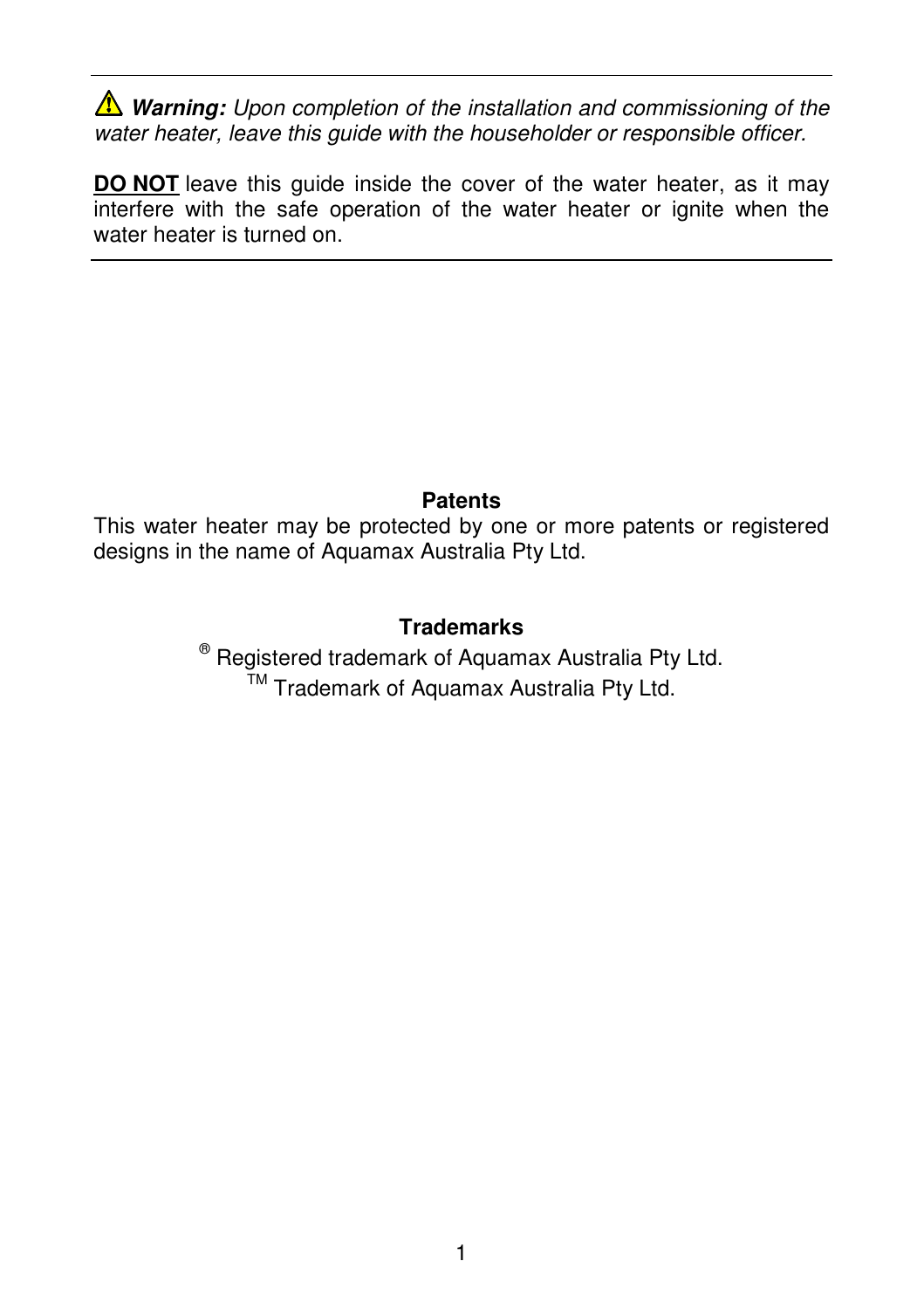⚠ ***Warning:*** *Upon completion of the installation and commissioning of the water heater, leave this guide with the householder or responsible officer.*

**DO NOT** leave this guide inside the cover of the water heater, as it may interfere with the safe operation of the water heater or ignite when the water heater is turned on.

---

**Patents**

This water heater may be protected by one or more patents or registered designs in the name of Aquamax Australia Pty Ltd.

**Trademarks**

® Registered trademark of Aquamax Australia Pty Ltd.

™ Trademark of Aquamax Australia Pty Ltd.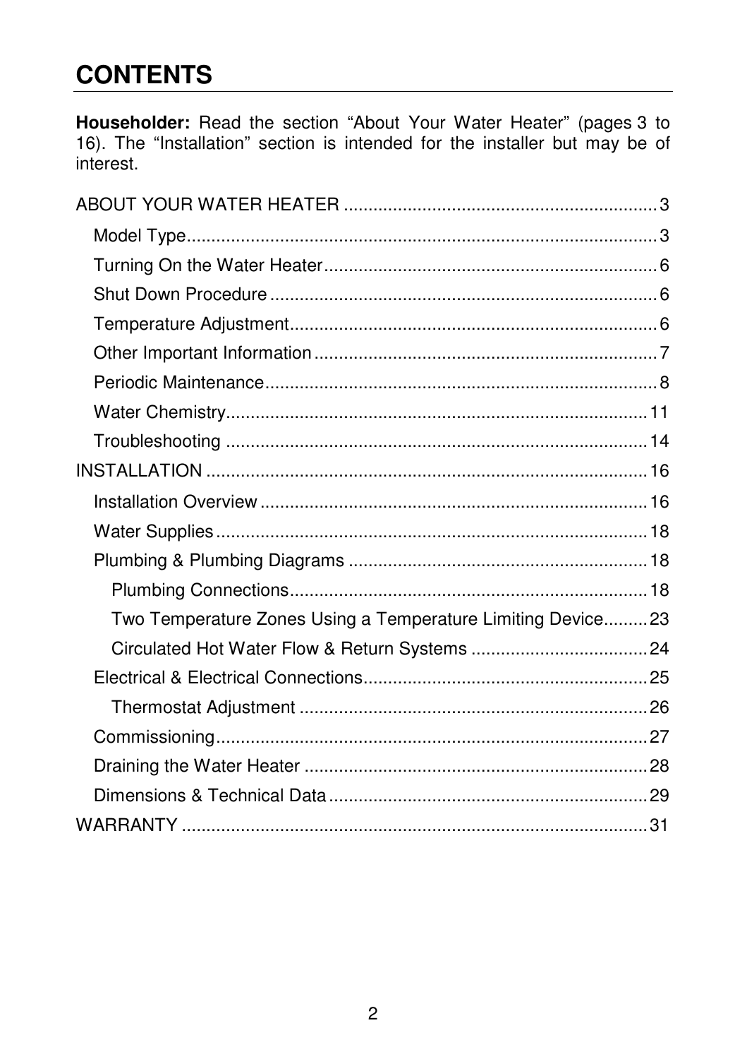# CONTENTS

**Householder:** Read the section "About Your Water Heater" (pages 3 to 16). The "Installation" section is intended for the installer but may be of interest.

ABOUT YOUR WATER HEATER ........................................ 3

- Model Type ........................................ 3
- Turning On the Water Heater ........................................ 6
- Shut Down Procedure ........................................ 6
- Temperature Adjustment ........................................ 6
- Other Important Information ........................................ 7
- Periodic Maintenance ........................................ 8
- Water Chemistry ........................................ 11
- Troubleshooting ........................................ 14

INSTALLATION ........................................ 16

- Installation Overview ........................................ 16
- Water Supplies ........................................ 18
- Plumbing & Plumbing Diagrams ........................................ 18
  - Plumbing Connections ........................................ 18
  - Two Temperature Zones Using a Temperature Limiting Device ......... 23
  - Circulated Hot Water Flow & Return Systems ........................................ 24
- Electrical & Electrical Connections ........................................ 25
  - Thermostat Adjustment ........................................ 26
- Commissioning ........................................ 27
- Draining the Water Heater ........................................ 28
- Dimensions & Technical Data ........................................ 29

WARRANTY ........................................ 31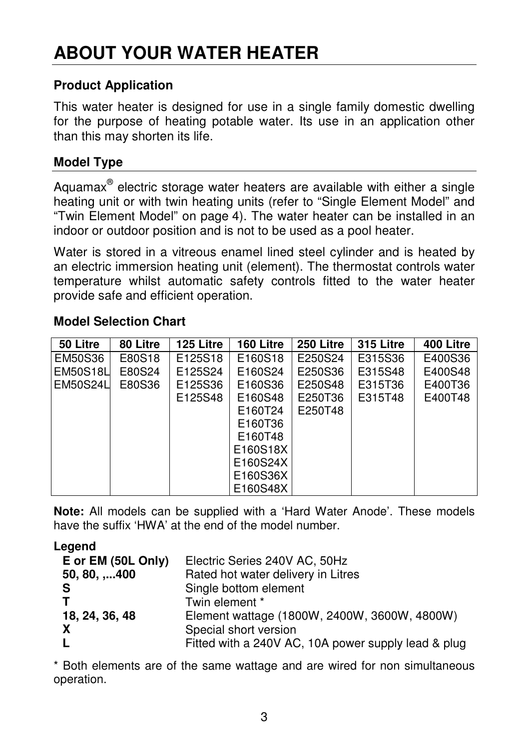# ABOUT YOUR WATER HEATER

### Product Application

This water heater is designed for use in a single family domestic dwelling for the purpose of heating potable water. Its use in an application other than this may shorten its life.

### Model Type

Aquamax® electric storage water heaters are available with either a single heating unit or with twin heating units (refer to "Single Element Model" and "Twin Element Model" on page 4). The water heater can be installed in an indoor or outdoor position and is not to be used as a pool heater.

Water is stored in a vitreous enamel lined steel cylinder and is heated by an electric immersion heating unit (element). The thermostat controls water temperature whilst automatic safety controls fitted to the water heater provide safe and efficient operation.

### Model Selection Chart

| 50 Litre | 80 Litre | 125 Litre | 160 Litre | 250 Litre | 315 Litre | 400 Litre |
|---|---|---|---|---|---|---|
| EM50S36 | E80S18 | E125S18 | E160S18 | E250S24 | E315S36 | E400S36 |
| EM50S18L | E80S24 | E125S24 | E160S24 | E250S36 | E315S48 | E400S48 |
| EM50S24L | E80S36 | E125S36 | E160S36 | E250S48 | E315T36 | E400T36 |
| | | E125S48 | E160S48 | E250T36 | E315T48 | E400T48 |
| | | | E160T24 | E250T48 | | |
| | | | E160T36 | | | |
| | | | E160T48 | | | |
| | | | E160S18X | | | |
| | | | E160S24X | | | |
| | | | E160S36X | | | |
| | | | E160S48X | | | |

**Note:** All models can be supplied with a 'Hard Water Anode'. These models have the suffix 'HWA' at the end of the model number.

**Legend**

| | |
|---|---|
| **E or EM (50L Only)** | Electric Series 240V AC, 50Hz |
| **50, 80, ,...400** | Rated hot water delivery in Litres |
| **S** | Single bottom element |
| **T** | Twin element * |
| **18, 24, 36, 48** | Element wattage (1800W, 2400W, 3600W, 4800W) |
| **X** | Special short version |
| **L** | Fitted with a 240V AC, 10A power supply lead & plug |

* Both elements are of the same wattage and are wired for non simultaneous operation.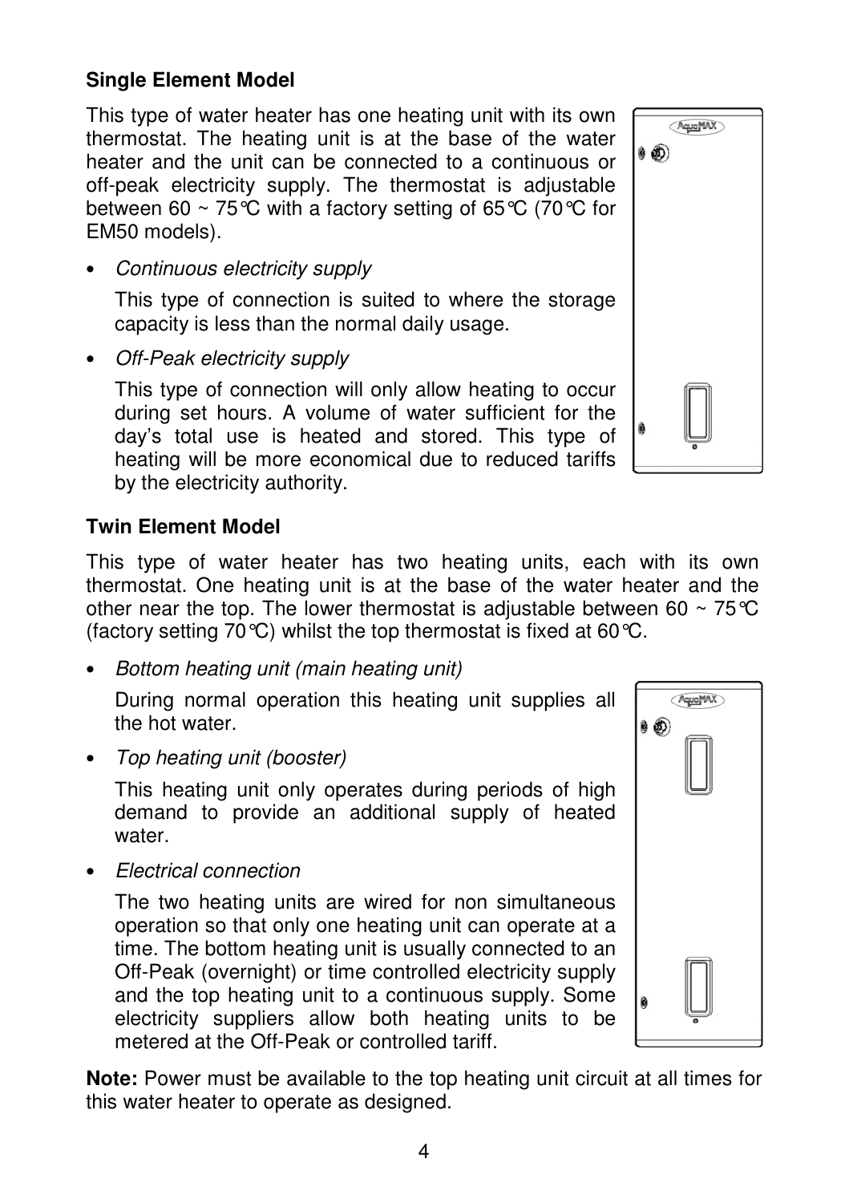**Single Element Model**

This type of water heater has one heating unit with its own thermostat. The heating unit is at the base of the water heater and the unit can be connected to a continuous or off-peak electricity supply. The thermostat is adjustable between 60 ~ 75°C with a factory setting of 65°C (70°C for EM50 models).

- *Continuous electricity supply*

  This type of connection is suited to where the storage capacity is less than the normal daily usage.

- *Off-Peak electricity supply*

  This type of connection will only allow heating to occur during set hours. A volume of water sufficient for the day's total use is heated and stored. This type of heating will be more economical due to reduced tariffs by the electricity authority.

**Twin Element Model**

This type of water heater has two heating units, each with its own thermostat. One heating unit is at the base of the water heater and the other near the top. The lower thermostat is adjustable between 60 ~ 75°C (factory setting 70°C) whilst the top thermostat is fixed at 60°C.

- *Bottom heating unit (main heating unit)*

  During normal operation this heating unit supplies all the hot water.

- *Top heating unit (booster)*

  This heating unit only operates during periods of high demand to provide an additional supply of heated water.

- *Electrical connection*

  The two heating units are wired for non simultaneous operation so that only one heating unit can operate at a time. The bottom heating unit is usually connected to an Off-Peak (overnight) or time controlled electricity supply and the top heating unit to a continuous supply. Some electricity suppliers allow both heating units to be metered at the Off-Peak or controlled tariff.

**Note:** Power must be available to the top heating unit circuit at all times for this water heater to operate as designed.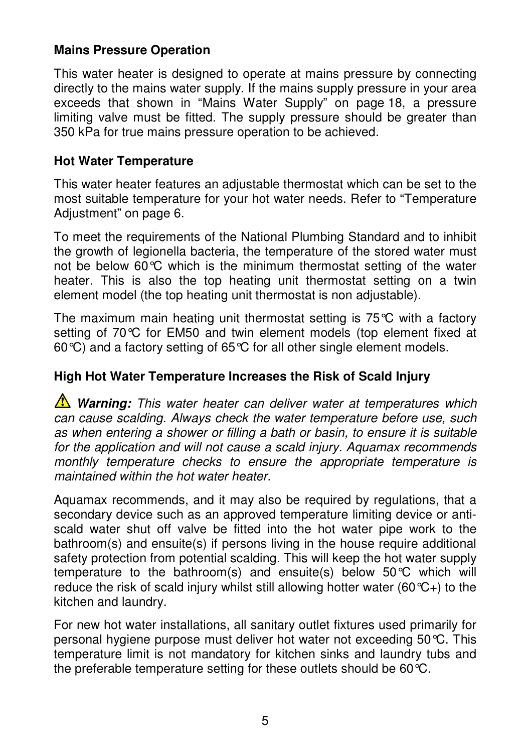## Mains Pressure Operation

This water heater is designed to operate at mains pressure by connecting directly to the mains water supply. If the mains supply pressure in your area exceeds that shown in "Mains Water Supply" on page 18, a pressure limiting valve must be fitted. The supply pressure should be greater than 350 kPa for true mains pressure operation to be achieved.

## Hot Water Temperature

This water heater features an adjustable thermostat which can be set to the most suitable temperature for your hot water needs. Refer to "Temperature Adjustment" on page 6.

To meet the requirements of the National Plumbing Standard and to inhibit the growth of legionella bacteria, the temperature of the stored water must not be below 60°C which is the minimum thermostat setting of the water heater. This is also the top heating unit thermostat setting on a twin element model (the top heating unit thermostat is non adjustable).

The maximum main heating unit thermostat setting is 75°C with a factory setting of 70°C for EM50 and twin element models (top element fixed at 60°C) and a factory setting of 65°C for all other single element models.

## High Hot Water Temperature Increases the Risk of Scald Injury

⚠ ***Warning:*** *This water heater can deliver water at temperatures which can cause scalding. Always check the water temperature before use, such as when entering a shower or filling a bath or basin, to ensure it is suitable for the application and will not cause a scald injury. Aquamax recommends monthly temperature checks to ensure the appropriate temperature is maintained within the hot water heater.*

Aquamax recommends, and it may also be required by regulations, that a secondary device such as an approved temperature limiting device or anti-scald water shut off valve be fitted into the hot water pipe work to the bathroom(s) and ensuite(s) if persons living in the house require additional safety protection from potential scalding. This will keep the hot water supply temperature to the bathroom(s) and ensuite(s) below 50°C which will reduce the risk of scald injury whilst still allowing hotter water (60°C+) to the kitchen and laundry.

For new hot water installations, all sanitary outlet fixtures used primarily for personal hygiene purpose must deliver hot water not exceeding 50°C. This temperature limit is not mandatory for kitchen sinks and laundry tubs and the preferable temperature setting for these outlets should be 60°C.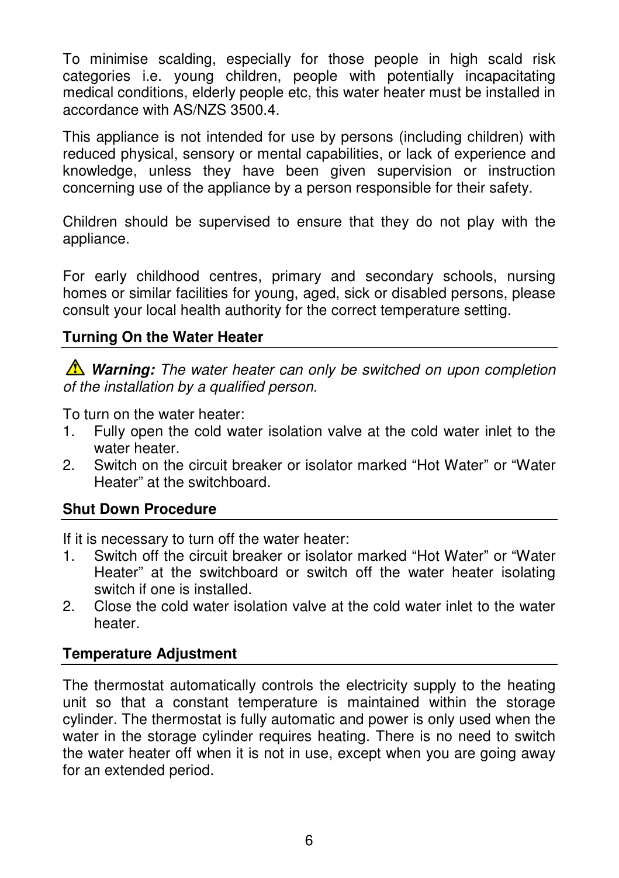To minimise scalding, especially for those people in high scald risk categories i.e. young children, people with potentially incapacitating medical conditions, elderly people etc, this water heater must be installed in accordance with AS/NZS 3500.4.

This appliance is not intended for use by persons (including children) with reduced physical, sensory or mental capabilities, or lack of experience and knowledge, unless they have been given supervision or instruction concerning use of the appliance by a person responsible for their safety.

Children should be supervised to ensure that they do not play with the appliance.

For early childhood centres, primary and secondary schools, nursing homes or similar facilities for young, aged, sick or disabled persons, please consult your local health authority for the correct temperature setting.

## Turning On the Water Heater

⚠ ***Warning:*** *The water heater can only be switched on upon completion of the installation by a qualified person.*

To turn on the water heater:

1. Fully open the cold water isolation valve at the cold water inlet to the water heater.
2. Switch on the circuit breaker or isolator marked "Hot Water" or "Water Heater" at the switchboard.

## Shut Down Procedure

If it is necessary to turn off the water heater:

1. Switch off the circuit breaker or isolator marked "Hot Water" or "Water Heater" at the switchboard or switch off the water heater isolating switch if one is installed.
2. Close the cold water isolation valve at the cold water inlet to the water heater.

## Temperature Adjustment

The thermostat automatically controls the electricity supply to the heating unit so that a constant temperature is maintained within the storage cylinder. The thermostat is fully automatic and power is only used when the water in the storage cylinder requires heating. There is no need to switch the water heater off when it is not in use, except when you are going away for an extended period.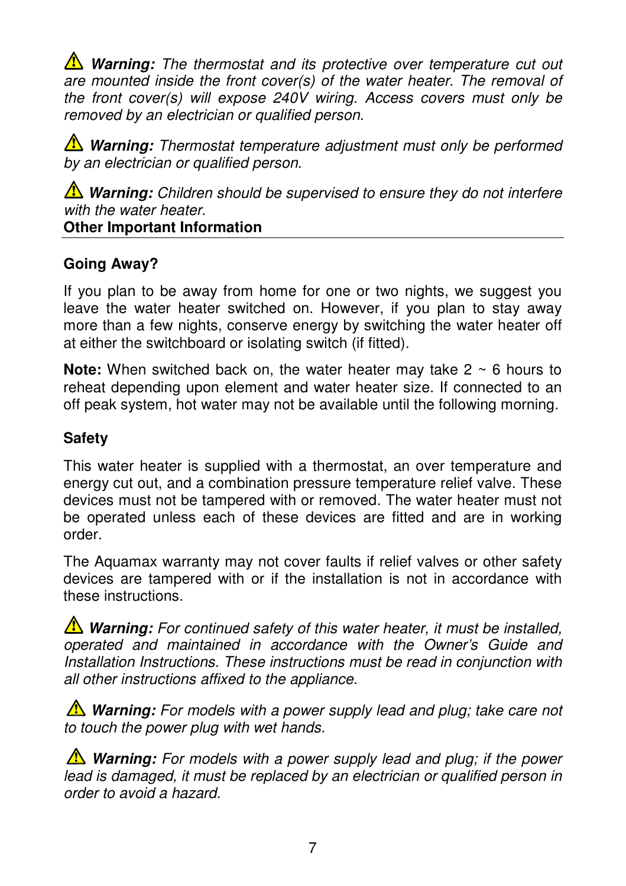⚠ ***Warning:*** *The thermostat and its protective over temperature cut out are mounted inside the front cover(s) of the water heater. The removal of the front cover(s) will expose 240V wiring. Access covers must only be removed by an electrician or qualified person.*

⚠ ***Warning:*** *Thermostat temperature adjustment must only be performed by an electrician or qualified person.*

⚠ ***Warning:*** *Children should be supervised to ensure they do not interfere with the water heater.*

## Other Important Information

### Going Away?

If you plan to be away from home for one or two nights, we suggest you leave the water heater switched on. However, if you plan to stay away more than a few nights, conserve energy by switching the water heater off at either the switchboard or isolating switch (if fitted).

**Note:** When switched back on, the water heater may take 2 ~ 6 hours to reheat depending upon element and water heater size. If connected to an off peak system, hot water may not be available until the following morning.

### Safety

This water heater is supplied with a thermostat, an over temperature and energy cut out, and a combination pressure temperature relief valve. These devices must not be tampered with or removed. The water heater must not be operated unless each of these devices are fitted and are in working order.

The Aquamax warranty may not cover faults if relief valves or other safety devices are tampered with or if the installation is not in accordance with these instructions.

⚠ ***Warning:*** *For continued safety of this water heater, it must be installed, operated and maintained in accordance with the Owner's Guide and Installation Instructions. These instructions must be read in conjunction with all other instructions affixed to the appliance.*

⚠ ***Warning:*** *For models with a power supply lead and plug; take care not to touch the power plug with wet hands.*

⚠ ***Warning:*** *For models with a power supply lead and plug; if the power lead is damaged, it must be replaced by an electrician or qualified person in order to avoid a hazard.*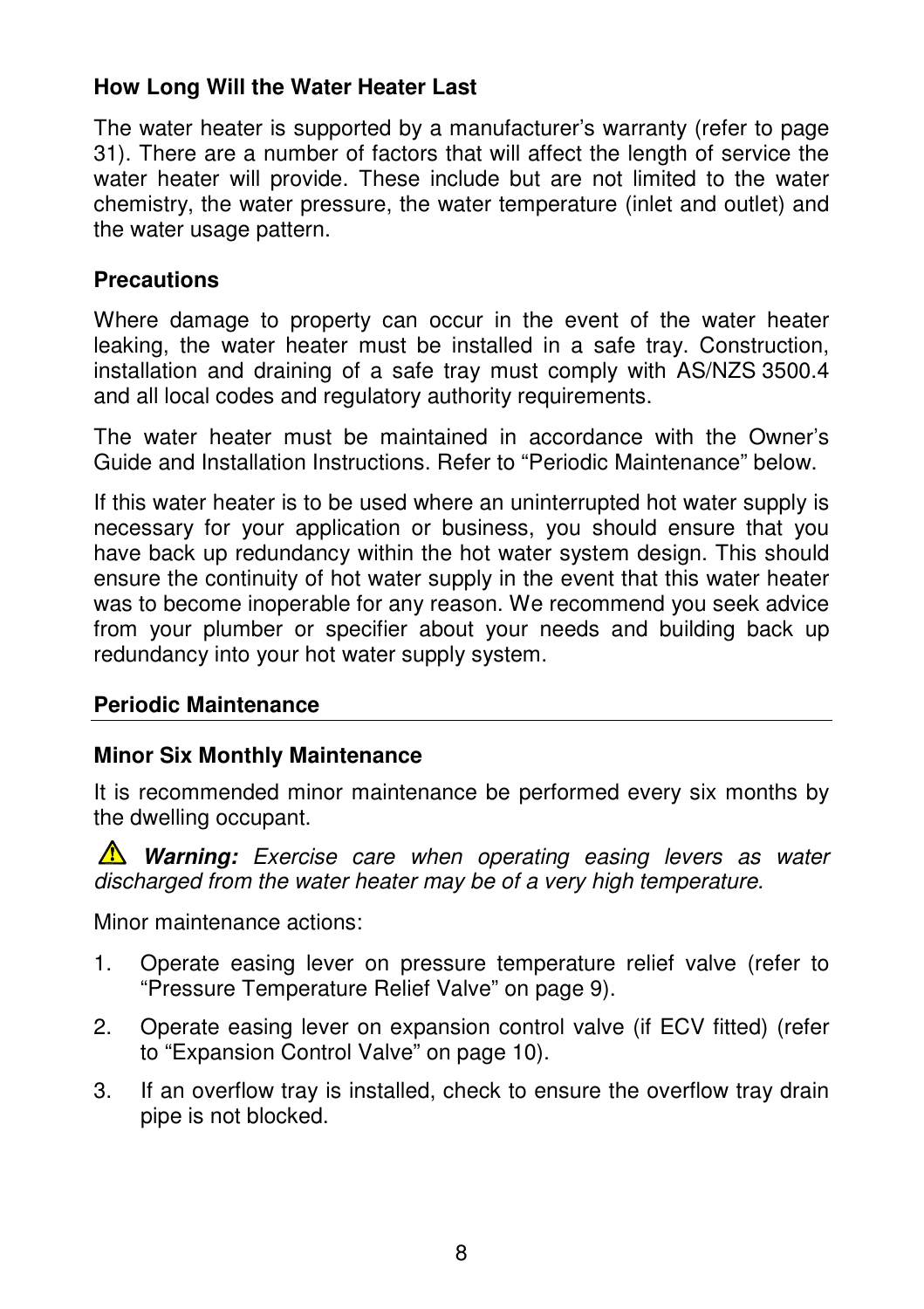### How Long Will the Water Heater Last

The water heater is supported by a manufacturer's warranty (refer to page 31). There are a number of factors that will affect the length of service the water heater will provide. These include but are not limited to the water chemistry, the water pressure, the water temperature (inlet and outlet) and the water usage pattern.

### Precautions

Where damage to property can occur in the event of the water heater leaking, the water heater must be installed in a safe tray. Construction, installation and draining of a safe tray must comply with AS/NZS 3500.4 and all local codes and regulatory authority requirements.

The water heater must be maintained in accordance with the Owner's Guide and Installation Instructions. Refer to "Periodic Maintenance" below.

If this water heater is to be used where an uninterrupted hot water supply is necessary for your application or business, you should ensure that you have back up redundancy within the hot water system design. This should ensure the continuity of hot water supply in the event that this water heater was to become inoperable for any reason. We recommend you seek advice from your plumber or specifier about your needs and building back up redundancy into your hot water supply system.

## Periodic Maintenance

### Minor Six Monthly Maintenance

It is recommended minor maintenance be performed every six months by the dwelling occupant.

⚠ ***Warning:*** *Exercise care when operating easing levers as water discharged from the water heater may be of a very high temperature.*

Minor maintenance actions:

1. Operate easing lever on pressure temperature relief valve (refer to "Pressure Temperature Relief Valve" on page 9).
2. Operate easing lever on expansion control valve (if ECV fitted) (refer to "Expansion Control Valve" on page 10).
3. If an overflow tray is installed, check to ensure the overflow tray drain pipe is not blocked.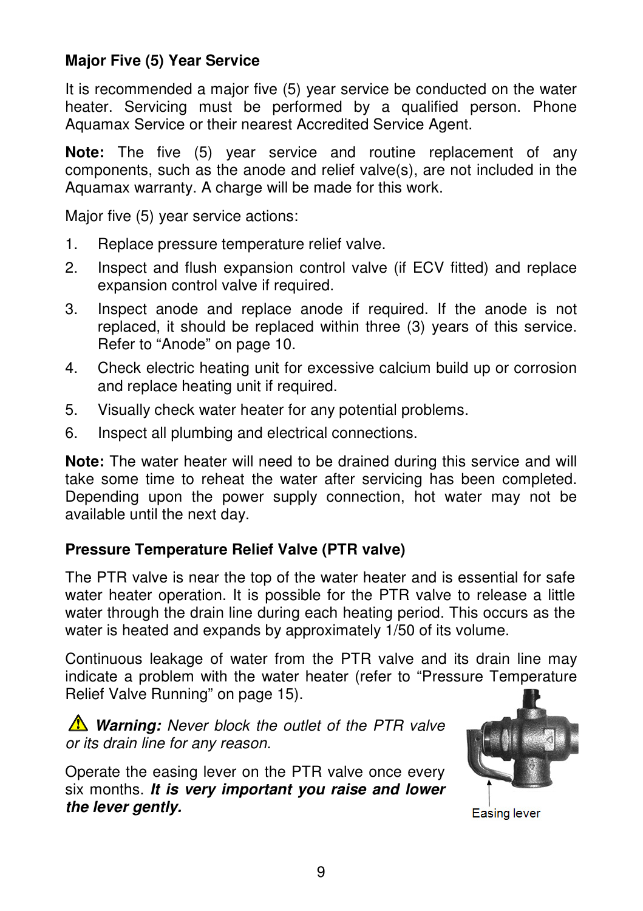### Major Five (5) Year Service

It is recommended a major five (5) year service be conducted on the water heater. Servicing must be performed by a qualified person. Phone Aquamax Service or their nearest Accredited Service Agent.

**Note:** The five (5) year service and routine replacement of any components, such as the anode and relief valve(s), are not included in the Aquamax warranty. A charge will be made for this work.

Major five (5) year service actions:

1. Replace pressure temperature relief valve.
2. Inspect and flush expansion control valve (if ECV fitted) and replace expansion control valve if required.
3. Inspect anode and replace anode if required. If the anode is not replaced, it should be replaced within three (3) years of this service. Refer to “Anode” on page 10.
4. Check electric heating unit for excessive calcium build up or corrosion and replace heating unit if required.
5. Visually check water heater for any potential problems.
6. Inspect all plumbing and electrical connections.

**Note:** The water heater will need to be drained during this service and will take some time to reheat the water after servicing has been completed. Depending upon the power supply connection, hot water may not be available until the next day.

### Pressure Temperature Relief Valve (PTR valve)

The PTR valve is near the top of the water heater and is essential for safe water heater operation. It is possible for the PTR valve to release a little water through the drain line during each heating period. This occurs as the water is heated and expands by approximately 1/50 of its volume.

Continuous leakage of water from the PTR valve and its drain line may indicate a problem with the water heater (refer to “Pressure Temperature Relief Valve Running” on page 15).

⚠ ***Warning:*** *Never block the outlet of the PTR valve or its drain line for any reason.*

Operate the easing lever on the PTR valve once every six months. ***It is very important you raise and lower the lever gently.***

Easing lever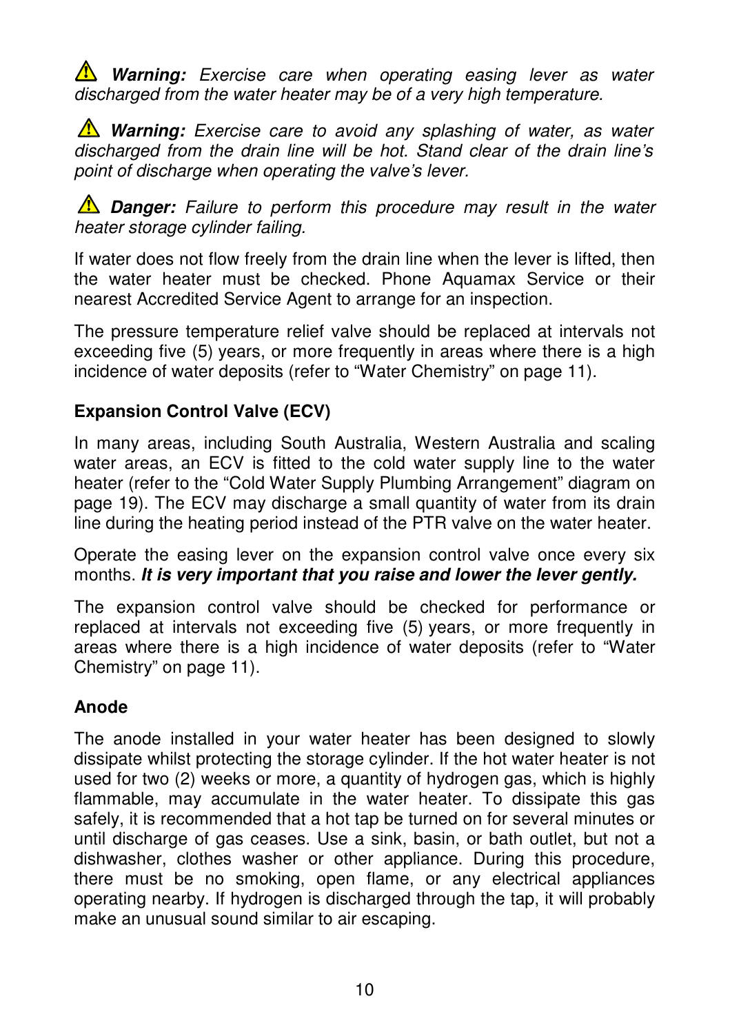⚠ ***Warning:*** *Exercise care when operating easing lever as water discharged from the water heater may be of a very high temperature.*

⚠ ***Warning:*** *Exercise care to avoid any splashing of water, as water discharged from the drain line will be hot. Stand clear of the drain line's point of discharge when operating the valve's lever.*

⚠ ***Danger:*** *Failure to perform this procedure may result in the water heater storage cylinder failing.*

If water does not flow freely from the drain line when the lever is lifted, then the water heater must be checked. Phone Aquamax Service or their nearest Accredited Service Agent to arrange for an inspection.

The pressure temperature relief valve should be replaced at intervals not exceeding five (5) years, or more frequently in areas where there is a high incidence of water deposits (refer to "Water Chemistry" on page 11).

**Expansion Control Valve (ECV)**

In many areas, including South Australia, Western Australia and scaling water areas, an ECV is fitted to the cold water supply line to the water heater (refer to the "Cold Water Supply Plumbing Arrangement" diagram on page 19). The ECV may discharge a small quantity of water from its drain line during the heating period instead of the PTR valve on the water heater.

Operate the easing lever on the expansion control valve once every six months. ***It is very important that you raise and lower the lever gently.***

The expansion control valve should be checked for performance or replaced at intervals not exceeding five (5) years, or more frequently in areas where there is a high incidence of water deposits (refer to "Water Chemistry" on page 11).

**Anode**

The anode installed in your water heater has been designed to slowly dissipate whilst protecting the storage cylinder. If the hot water heater is not used for two (2) weeks or more, a quantity of hydrogen gas, which is highly flammable, may accumulate in the water heater. To dissipate this gas safely, it is recommended that a hot tap be turned on for several minutes or until discharge of gas ceases. Use a sink, basin, or bath outlet, but not a dishwasher, clothes washer or other appliance. During this procedure, there must be no smoking, open flame, or any electrical appliances operating nearby. If hydrogen is discharged through the tap, it will probably make an unusual sound similar to air escaping.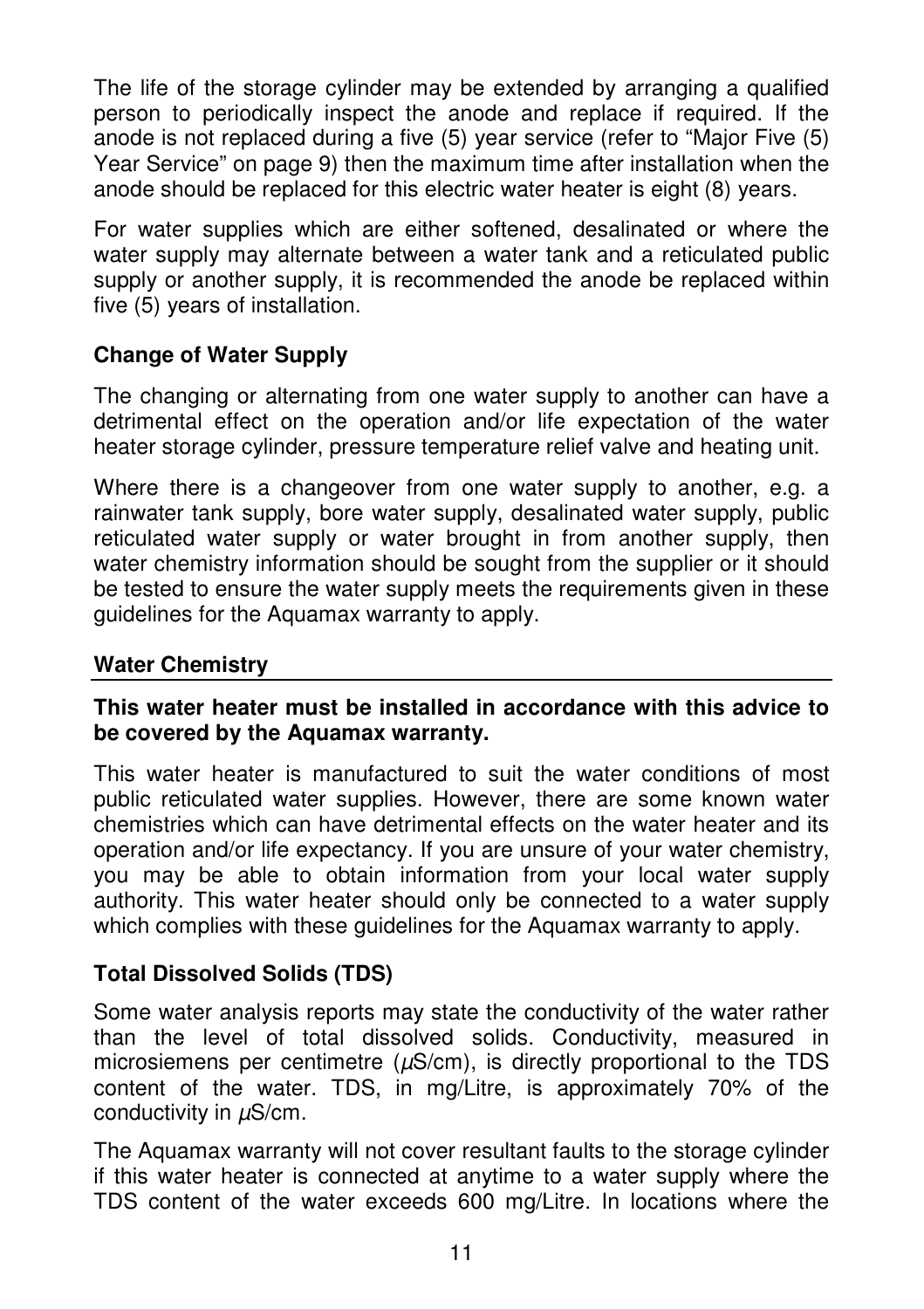The life of the storage cylinder may be extended by arranging a qualified person to periodically inspect the anode and replace if required. If the anode is not replaced during a five (5) year service (refer to "Major Five (5) Year Service" on page 9) then the maximum time after installation when the anode should be replaced for this electric water heater is eight (8) years.

For water supplies which are either softened, desalinated or where the water supply may alternate between a water tank and a reticulated public supply or another supply, it is recommended the anode be replaced within five (5) years of installation.

### Change of Water Supply

The changing or alternating from one water supply to another can have a detrimental effect on the operation and/or life expectation of the water heater storage cylinder, pressure temperature relief valve and heating unit.

Where there is a changeover from one water supply to another, e.g. a rainwater tank supply, bore water supply, desalinated water supply, public reticulated water supply or water brought in from another supply, then water chemistry information should be sought from the supplier or it should be tested to ensure the water supply meets the requirements given in these guidelines for the Aquamax warranty to apply.

## Water Chemistry

**This water heater must be installed in accordance with this advice to be covered by the Aquamax warranty.**

This water heater is manufactured to suit the water conditions of most public reticulated water supplies. However, there are some known water chemistries which can have detrimental effects on the water heater and its operation and/or life expectancy. If you are unsure of your water chemistry, you may be able to obtain information from your local water supply authority. This water heater should only be connected to a water supply which complies with these guidelines for the Aquamax warranty to apply.

### Total Dissolved Solids (TDS)

Some water analysis reports may state the conductivity of the water rather than the level of total dissolved solids. Conductivity, measured in microsiemens per centimetre ($\mu$S/cm), is directly proportional to the TDS content of the water. TDS, in mg/Litre, is approximately 70% of the conductivity in $\mu$S/cm.

The Aquamax warranty will not cover resultant faults to the storage cylinder if this water heater is connected at anytime to a water supply where the TDS content of the water exceeds 600 mg/Litre. In locations where the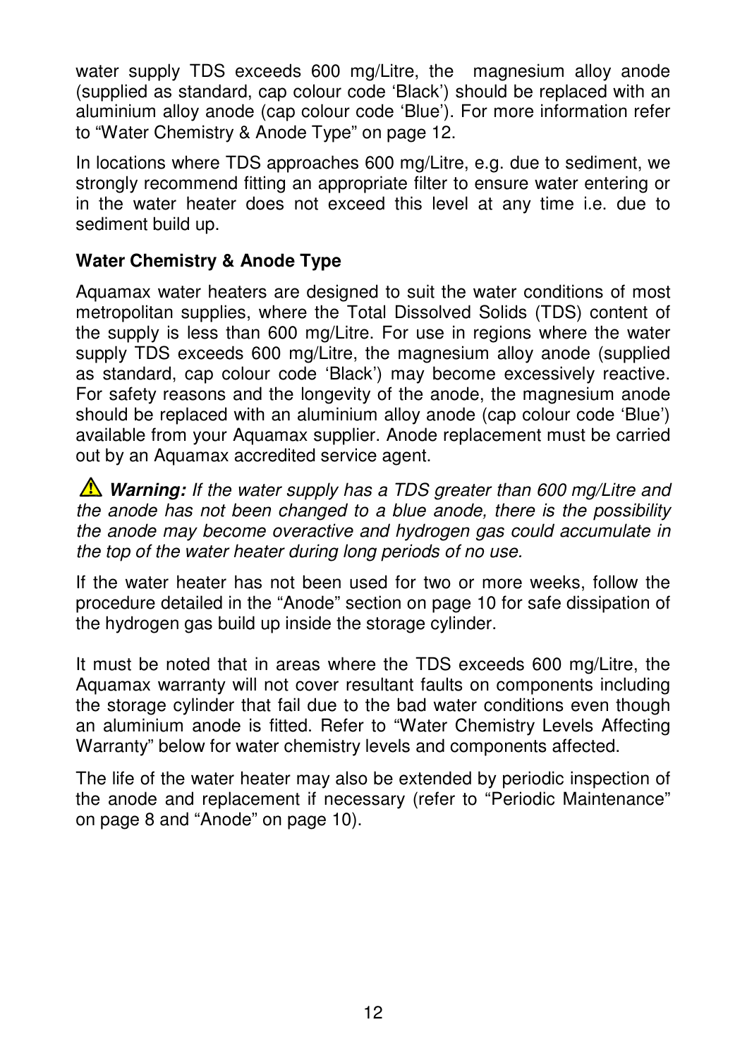water supply TDS exceeds 600 mg/Litre, the magnesium alloy anode (supplied as standard, cap colour code 'Black') should be replaced with an aluminium alloy anode (cap colour code 'Blue'). For more information refer to "Water Chemistry & Anode Type" on page 12.

In locations where TDS approaches 600 mg/Litre, e.g. due to sediment, we strongly recommend fitting an appropriate filter to ensure water entering or in the water heater does not exceed this level at any time i.e. due to sediment build up.

**Water Chemistry & Anode Type**

Aquamax water heaters are designed to suit the water conditions of most metropolitan supplies, where the Total Dissolved Solids (TDS) content of the supply is less than 600 mg/Litre. For use in regions where the water supply TDS exceeds 600 mg/Litre, the magnesium alloy anode (supplied as standard, cap colour code 'Black') may become excessively reactive. For safety reasons and the longevity of the anode, the magnesium anode should be replaced with an aluminium alloy anode (cap colour code 'Blue') available from your Aquamax supplier. Anode replacement must be carried out by an Aquamax accredited service agent.

⚠ ***Warning:*** *If the water supply has a TDS greater than 600 mg/Litre and the anode has not been changed to a blue anode, there is the possibility the anode may become overactive and hydrogen gas could accumulate in the top of the water heater during long periods of no use.*

If the water heater has not been used for two or more weeks, follow the procedure detailed in the "Anode" section on page 10 for safe dissipation of the hydrogen gas build up inside the storage cylinder.

It must be noted that in areas where the TDS exceeds 600 mg/Litre, the Aquamax warranty will not cover resultant faults on components including the storage cylinder that fail due to the bad water conditions even though an aluminium anode is fitted. Refer to "Water Chemistry Levels Affecting Warranty" below for water chemistry levels and components affected.

The life of the water heater may also be extended by periodic inspection of the anode and replacement if necessary (refer to "Periodic Maintenance" on page 8 and "Anode" on page 10).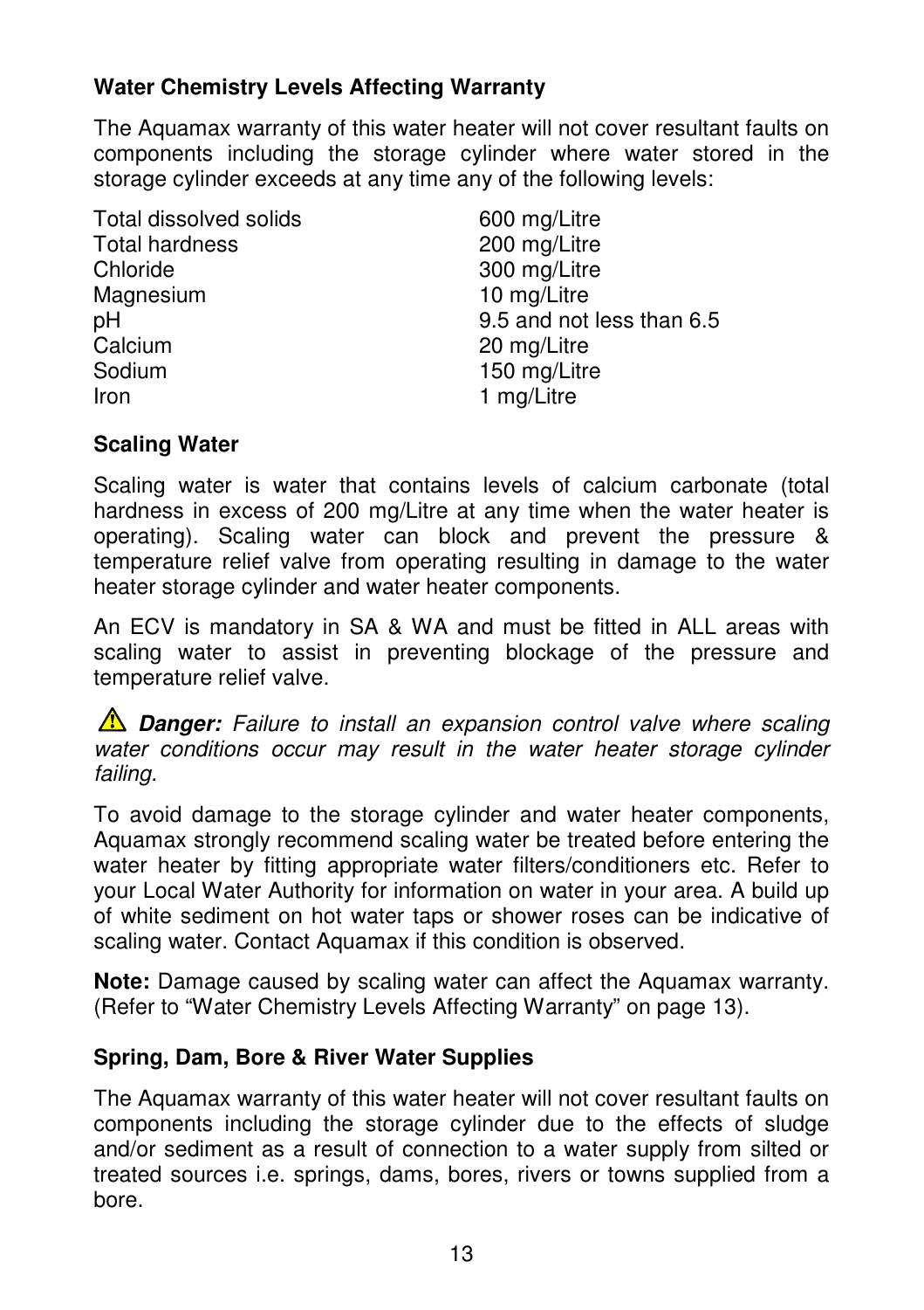### Water Chemistry Levels Affecting Warranty

The Aquamax warranty of this water heater will not cover resultant faults on components including the storage cylinder where water stored in the storage cylinder exceeds at any time any of the following levels:

| | |
|---|---|
| Total dissolved solids | 600 mg/Litre |
| Total hardness | 200 mg/Litre |
| Chloride | 300 mg/Litre |
| Magnesium | 10 mg/Litre |
| pH | 9.5 and not less than 6.5 |
| Calcium | 20 mg/Litre |
| Sodium | 150 mg/Litre |
| Iron | 1 mg/Litre |

### Scaling Water

Scaling water is water that contains levels of calcium carbonate (total hardness in excess of 200 mg/Litre at any time when the water heater is operating). Scaling water can block and prevent the pressure & temperature relief valve from operating resulting in damage to the water heater storage cylinder and water heater components.

An ECV is mandatory in SA & WA and must be fitted in ALL areas with scaling water to assist in preventing blockage of the pressure and temperature relief valve.

⚠ ***Danger:*** *Failure to install an expansion control valve where scaling water conditions occur may result in the water heater storage cylinder failing.*

To avoid damage to the storage cylinder and water heater components, Aquamax strongly recommend scaling water be treated before entering the water heater by fitting appropriate water filters/conditioners etc. Refer to your Local Water Authority for information on water in your area. A build up of white sediment on hot water taps or shower roses can be indicative of scaling water. Contact Aquamax if this condition is observed.

**Note:** Damage caused by scaling water can affect the Aquamax warranty. (Refer to "Water Chemistry Levels Affecting Warranty" on page 13).

### Spring, Dam, Bore & River Water Supplies

The Aquamax warranty of this water heater will not cover resultant faults on components including the storage cylinder due to the effects of sludge and/or sediment as a result of connection to a water supply from silted or treated sources i.e. springs, dams, bores, rivers or towns supplied from a bore.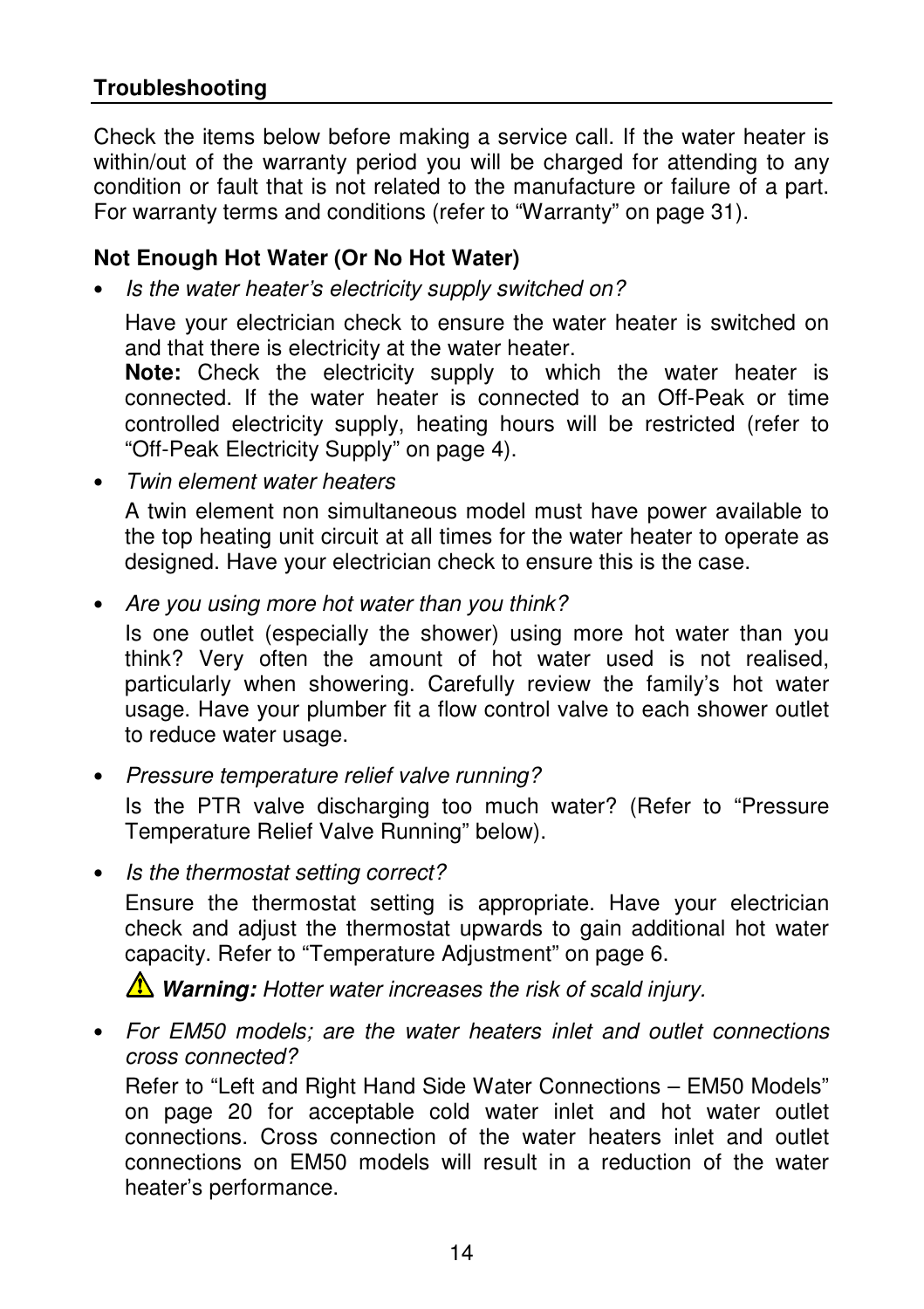## Troubleshooting

Check the items below before making a service call. If the water heater is within/out of the warranty period you will be charged for attending to any condition or fault that is not related to the manufacture or failure of a part. For warranty terms and conditions (refer to "Warranty" on page 31).

### Not Enough Hot Water (Or No Hot Water)

- *Is the water heater's electricity supply switched on?*

  Have your electrician check to ensure the water heater is switched on and that there is electricity at the water heater.
  **Note:** Check the electricity supply to which the water heater is connected. If the water heater is connected to an Off-Peak or time controlled electricity supply, heating hours will be restricted (refer to "Off-Peak Electricity Supply" on page 4).

- *Twin element water heaters*

  A twin element non simultaneous model must have power available to the top heating unit circuit at all times for the water heater to operate as designed. Have your electrician check to ensure this is the case.

- *Are you using more hot water than you think?*

  Is one outlet (especially the shower) using more hot water than you think? Very often the amount of hot water used is not realised, particularly when showering. Carefully review the family's hot water usage. Have your plumber fit a flow control valve to each shower outlet to reduce water usage.

- *Pressure temperature relief valve running?*

  Is the PTR valve discharging too much water? (Refer to "Pressure Temperature Relief Valve Running" below).

- *Is the thermostat setting correct?*

  Ensure the thermostat setting is appropriate. Have your electrician check and adjust the thermostat upwards to gain additional hot water capacity. Refer to "Temperature Adjustment" on page 6.

  ⚠ ***Warning:*** *Hotter water increases the risk of scald injury.*

- *For EM50 models; are the water heaters inlet and outlet connections cross connected?*

  Refer to "Left and Right Hand Side Water Connections – EM50 Models" on page 20 for acceptable cold water inlet and hot water outlet connections. Cross connection of the water heaters inlet and outlet connections on EM50 models will result in a reduction of the water heater's performance.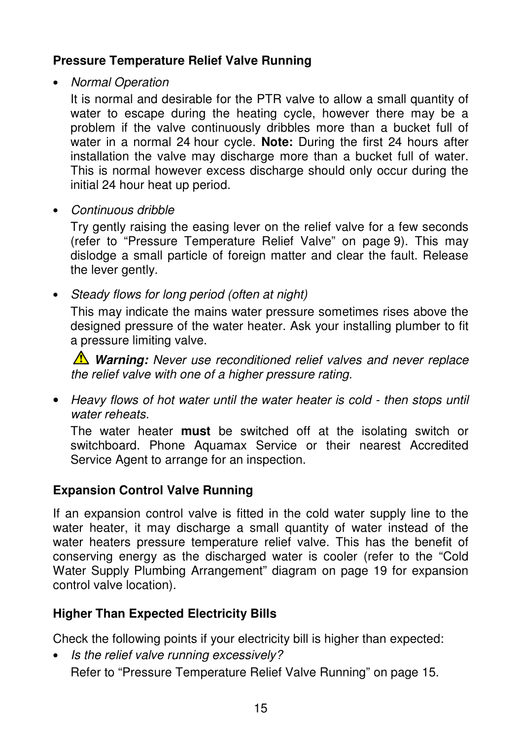### Pressure Temperature Relief Valve Running

- *Normal Operation*

  It is normal and desirable for the PTR valve to allow a small quantity of water to escape during the heating cycle, however there may be a problem if the valve continuously dribbles more than a bucket full of water in a normal 24 hour cycle. **Note:** During the first 24 hours after installation the valve may discharge more than a bucket full of water. This is normal however excess discharge should only occur during the initial 24 hour heat up period.

- *Continuous dribble*

  Try gently raising the easing lever on the relief valve for a few seconds (refer to "Pressure Temperature Relief Valve" on page 9). This may dislodge a small particle of foreign matter and clear the fault. Release the lever gently.

- *Steady flows for long period (often at night)*

  This may indicate the mains water pressure sometimes rises above the designed pressure of the water heater. Ask your installing plumber to fit a pressure limiting valve.

  ⚠ ***Warning:*** *Never use reconditioned relief valves and never replace the relief valve with one of a higher pressure rating.*

- *Heavy flows of hot water until the water heater is cold - then stops until water reheats.*

  The water heater **must** be switched off at the isolating switch or switchboard. Phone Aquamax Service or their nearest Accredited Service Agent to arrange for an inspection.

### Expansion Control Valve Running

If an expansion control valve is fitted in the cold water supply line to the water heater, it may discharge a small quantity of water instead of the water heaters pressure temperature relief valve. This has the benefit of conserving energy as the discharged water is cooler (refer to the "Cold Water Supply Plumbing Arrangement" diagram on page 19 for expansion control valve location).

### Higher Than Expected Electricity Bills

Check the following points if your electricity bill is higher than expected:

- *Is the relief valve running excessively?*

  Refer to "Pressure Temperature Relief Valve Running" on page 15.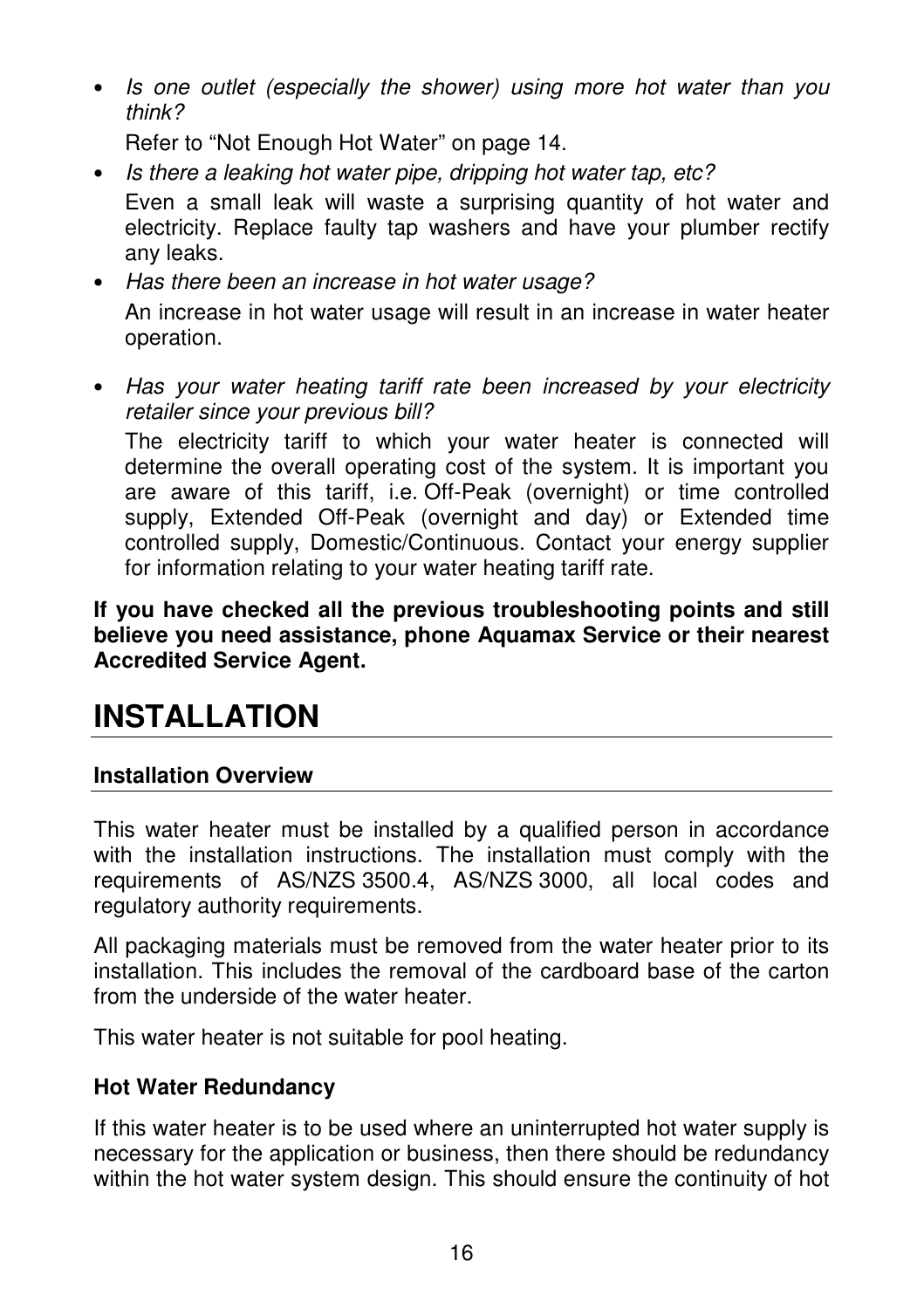- *Is one outlet (especially the shower) using more hot water than you think?*

  Refer to "Not Enough Hot Water" on page 14.

- *Is there a leaking hot water pipe, dripping hot water tap, etc?*

  Even a small leak will waste a surprising quantity of hot water and electricity. Replace faulty tap washers and have your plumber rectify any leaks.

- *Has there been an increase in hot water usage?*

  An increase in hot water usage will result in an increase in water heater operation.

- *Has your water heating tariff rate been increased by your electricity retailer since your previous bill?*

  The electricity tariff to which your water heater is connected will determine the overall operating cost of the system. It is important you are aware of this tariff, i.e. Off-Peak (overnight) or time controlled supply, Extended Off-Peak (overnight and day) or Extended time controlled supply, Domestic/Continuous. Contact your energy supplier for information relating to your water heating tariff rate.

**If you have checked all the previous troubleshooting points and still believe you need assistance, phone Aquamax Service or their nearest Accredited Service Agent.**

# INSTALLATION

## Installation Overview

This water heater must be installed by a qualified person in accordance with the installation instructions. The installation must comply with the requirements of AS/NZS 3500.4, AS/NZS 3000, all local codes and regulatory authority requirements.

All packaging materials must be removed from the water heater prior to its installation. This includes the removal of the cardboard base of the carton from the underside of the water heater.

This water heater is not suitable for pool heating.

### Hot Water Redundancy

If this water heater is to be used where an uninterrupted hot water supply is necessary for the application or business, then there should be redundancy within the hot water system design. This should ensure the continuity of hot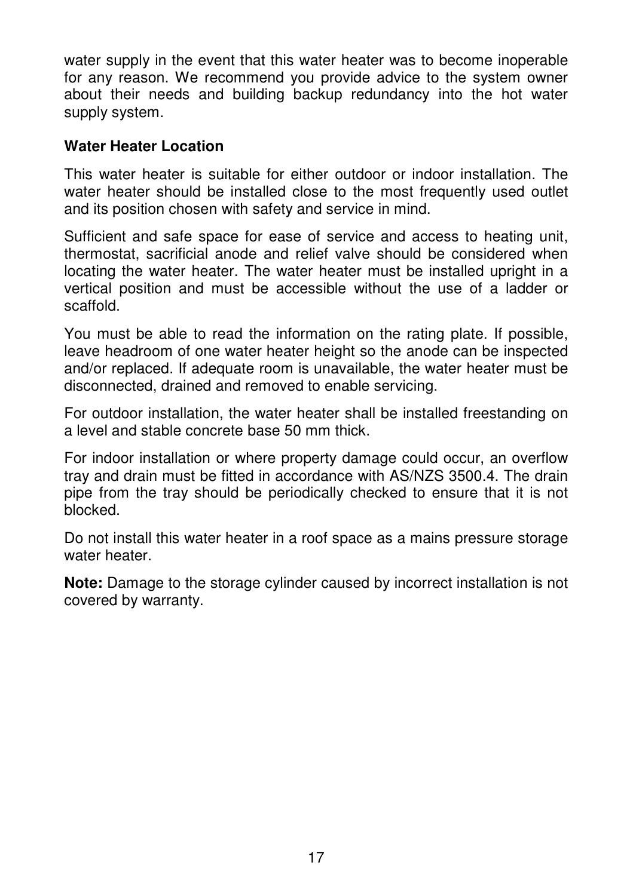water supply in the event that this water heater was to become inoperable for any reason. We recommend you provide advice to the system owner about their needs and building backup redundancy into the hot water supply system.

**Water Heater Location**

This water heater is suitable for either outdoor or indoor installation. The water heater should be installed close to the most frequently used outlet and its position chosen with safety and service in mind.

Sufficient and safe space for ease of service and access to heating unit, thermostat, sacrificial anode and relief valve should be considered when locating the water heater. The water heater must be installed upright in a vertical position and must be accessible without the use of a ladder or scaffold.

You must be able to read the information on the rating plate. If possible, leave headroom of one water heater height so the anode can be inspected and/or replaced. If adequate room is unavailable, the water heater must be disconnected, drained and removed to enable servicing.

For outdoor installation, the water heater shall be installed freestanding on a level and stable concrete base 50 mm thick.

For indoor installation or where property damage could occur, an overflow tray and drain must be fitted in accordance with AS/NZS 3500.4. The drain pipe from the tray should be periodically checked to ensure that it is not blocked.

Do not install this water heater in a roof space as a mains pressure storage water heater.

**Note:** Damage to the storage cylinder caused by incorrect installation is not covered by warranty.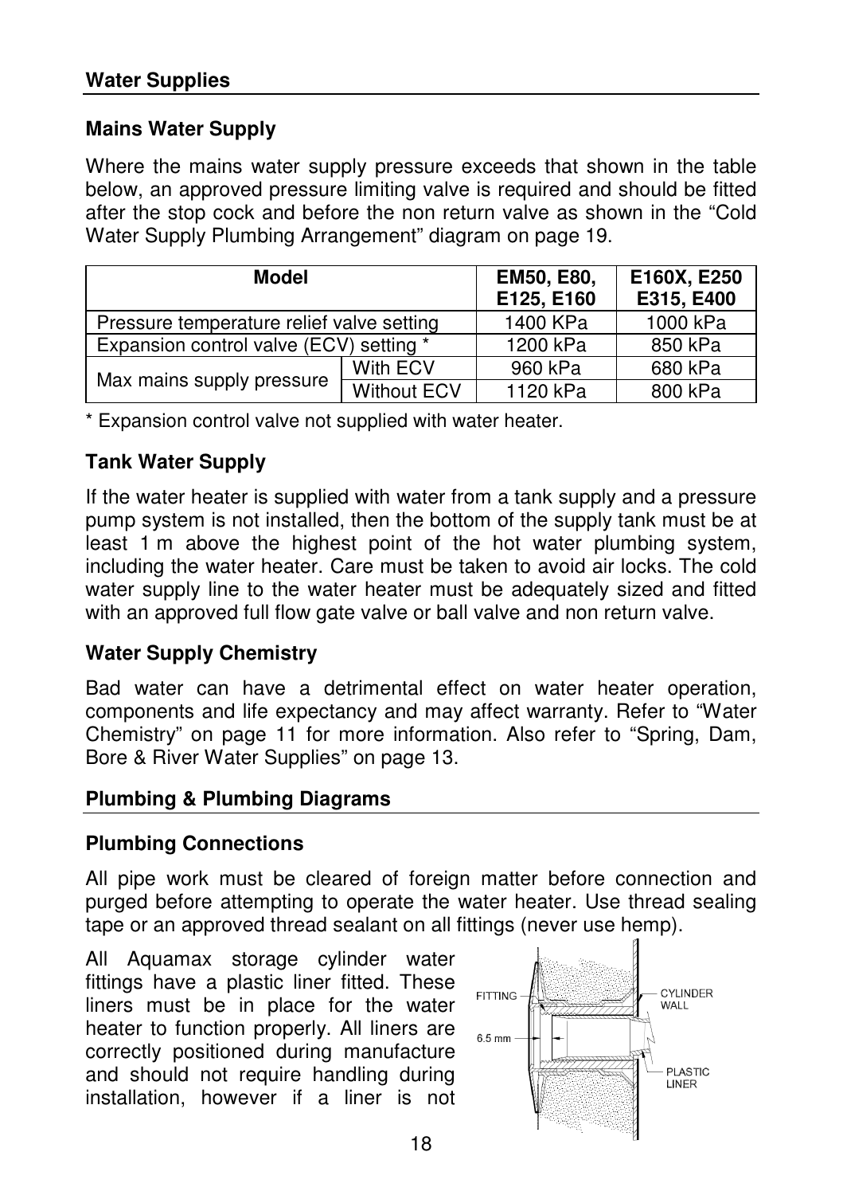## Water Supplies

### Mains Water Supply

Where the mains water supply pressure exceeds that shown in the table below, an approved pressure limiting valve is required and should be fitted after the stop cock and before the non return valve as shown in the "Cold Water Supply Plumbing Arrangement" diagram on page 19.

| Model | | EM50, E80, E125, E160 | E160X, E250 E315, E400 |
|---|---|---|---|
| Pressure temperature relief valve setting | | 1400 KPa | 1000 kPa |
| Expansion control valve (ECV) setting * | | 1200 kPa | 850 kPa |
| Max mains supply pressure | With ECV | 960 kPa | 680 kPa |
| | Without ECV | 1120 kPa | 800 kPa |

* Expansion control valve not supplied with water heater.

### Tank Water Supply

If the water heater is supplied with water from a tank supply and a pressure pump system is not installed, then the bottom of the supply tank must be at least 1 m above the highest point of the hot water plumbing system, including the water heater. Care must be taken to avoid air locks. The cold water supply line to the water heater must be adequately sized and fitted with an approved full flow gate valve or ball valve and non return valve.

### Water Supply Chemistry

Bad water can have a detrimental effect on water heater operation, components and life expectancy and may affect warranty. Refer to "Water Chemistry" on page 11 for more information. Also refer to "Spring, Dam, Bore & River Water Supplies" on page 13.

## Plumbing & Plumbing Diagrams

### Plumbing Connections

All pipe work must be cleared of foreign matter before connection and purged before attempting to operate the water heater. Use thread sealing tape or an approved thread sealant on all fittings (never use hemp).

All Aquamax storage cylinder water fittings have a plastic liner fitted. These liners must be in place for the water heater to function properly. All liners are correctly positioned during manufacture and should not require handling during installation, however if a liner is not

FITTING
6.5 mm
CYLINDER WALL
PLASTIC LINER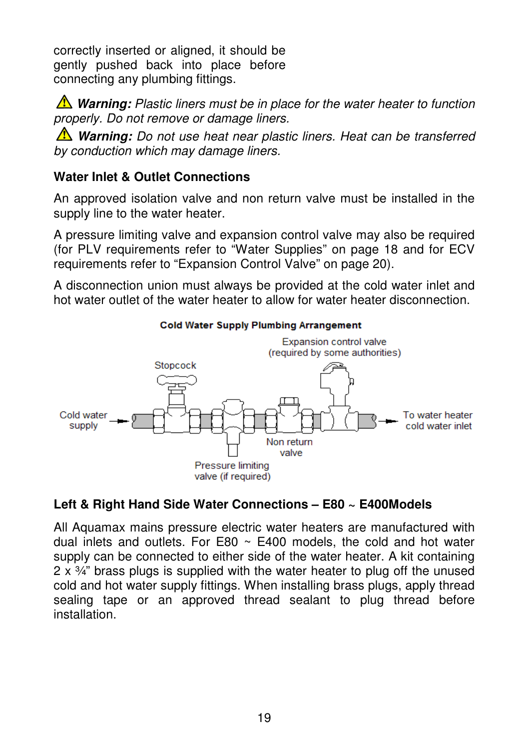correctly inserted or aligned, it should be gently pushed back into place before connecting any plumbing fittings.

⚠ ***Warning:*** *Plastic liners must be in place for the water heater to function properly. Do not remove or damage liners.*

⚠ ***Warning:*** *Do not use heat near plastic liners. Heat can be transferred by conduction which may damage liners.*

### Water Inlet & Outlet Connections

An approved isolation valve and non return valve must be installed in the supply line to the water heater.

A pressure limiting valve and expansion control valve may also be required (for PLV requirements refer to "Water Supplies" on page 18 and for ECV requirements refer to "Expansion Control Valve" on page 20).

A disconnection union must always be provided at the cold water inlet and hot water outlet of the water heater to allow for water heater disconnection.

**Cold Water Supply Plumbing Arrangement**

Cold water supply → Stopcock → Pressure limiting valve (if required) → Non return valve → Expansion control valve (required by some authorities) → To water heater cold water inlet

### Left & Right Hand Side Water Connections – E80 ~ E400Models

All Aquamax mains pressure electric water heaters are manufactured with dual inlets and outlets. For E80 ~ E400 models, the cold and hot water supply can be connected to either side of the water heater. A kit containing 2 x ¾" brass plugs is supplied with the water heater to plug off the unused cold and hot water supply fittings. When installing brass plugs, apply thread sealing tape or an approved thread sealant to plug thread before installation.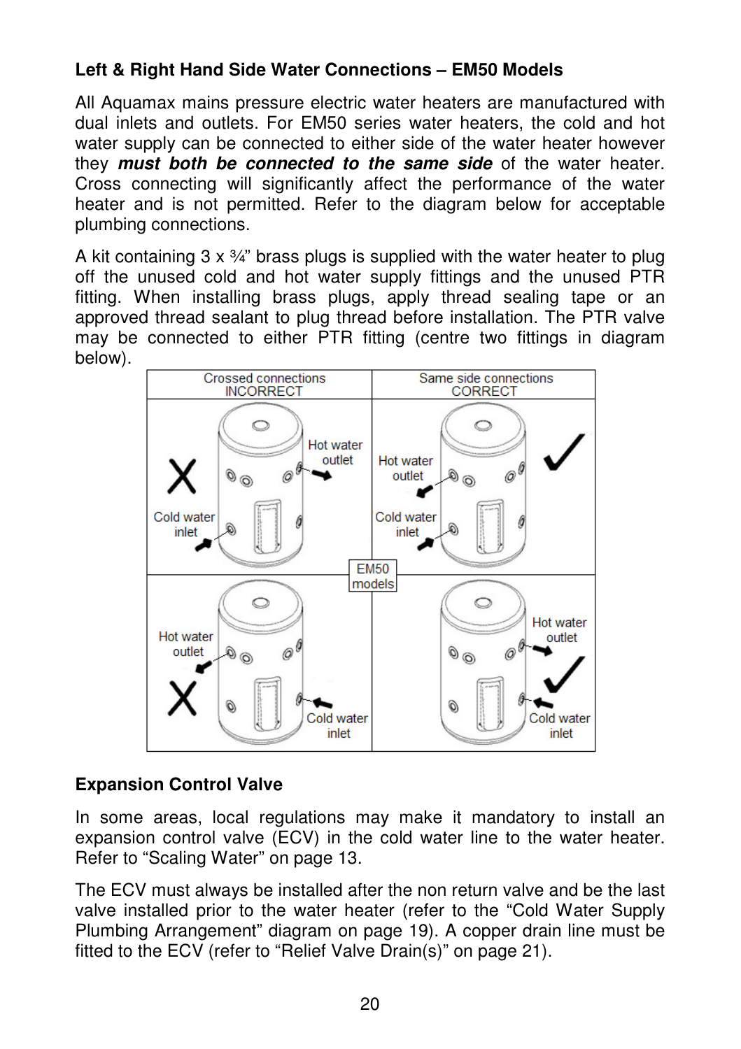### Left & Right Hand Side Water Connections – EM50 Models

All Aquamax mains pressure electric water heaters are manufactured with dual inlets and outlets. For EM50 series water heaters, the cold and hot water supply can be connected to either side of the water heater however they ***must both be connected to the same side*** of the water heater. Cross connecting will significantly affect the performance of the water heater and is not permitted. Refer to the diagram below for acceptable plumbing connections.

A kit containing 3 x ¾" brass plugs is supplied with the water heater to plug off the unused cold and hot water supply fittings and the unused PTR fitting. When installing brass plugs, apply thread sealing tape or an approved thread sealant to plug thread before installation. The PTR valve may be connected to either PTR fitting (centre two fittings in diagram below).

| Crossed connections INCORRECT | Same side connections CORRECT |
|---|---|
| ✗ Cold water inlet (left, lower); Hot water outlet (right, upper) | ✓ Hot water outlet (left, upper); Cold water inlet (left, lower) |
| ✗ Hot water outlet (left, upper); Cold water inlet (right, lower) | ✓ Hot water outlet (right, upper); Cold water inlet (right, lower) |

EM50 models

### Expansion Control Valve

In some areas, local regulations may make it mandatory to install an expansion control valve (ECV) in the cold water line to the water heater. Refer to "Scaling Water" on page 13.

The ECV must always be installed after the non return valve and be the last valve installed prior to the water heater (refer to the "Cold Water Supply Plumbing Arrangement" diagram on page 19). A copper drain line must be fitted to the ECV (refer to "Relief Valve Drain(s)" on page 21).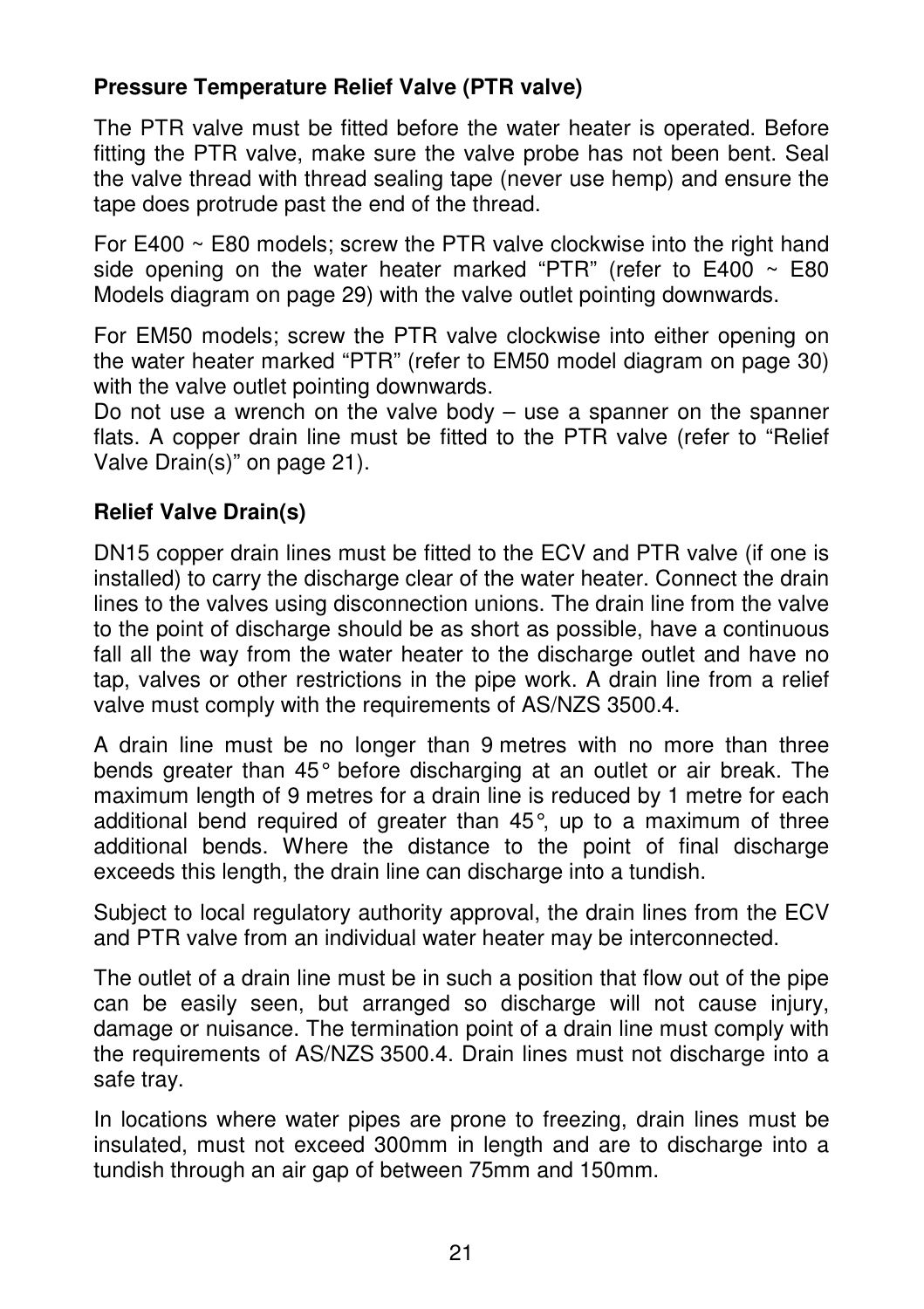## Pressure Temperature Relief Valve (PTR valve)

The PTR valve must be fitted before the water heater is operated. Before fitting the PTR valve, make sure the valve probe has not been bent. Seal the valve thread with thread sealing tape (never use hemp) and ensure the tape does protrude past the end of the thread.

For E400 ~ E80 models; screw the PTR valve clockwise into the right hand side opening on the water heater marked “PTR” (refer to E400 ~ E80 Models diagram on page 29) with the valve outlet pointing downwards.

For EM50 models; screw the PTR valve clockwise into either opening on the water heater marked “PTR” (refer to EM50 model diagram on page 30) with the valve outlet pointing downwards.
Do not use a wrench on the valve body – use a spanner on the spanner flats. A copper drain line must be fitted to the PTR valve (refer to “Relief Valve Drain(s)” on page 21).

## Relief Valve Drain(s)

DN15 copper drain lines must be fitted to the ECV and PTR valve (if one is installed) to carry the discharge clear of the water heater. Connect the drain lines to the valves using disconnection unions. The drain line from the valve to the point of discharge should be as short as possible, have a continuous fall all the way from the water heater to the discharge outlet and have no tap, valves or other restrictions in the pipe work. A drain line from a relief valve must comply with the requirements of AS/NZS 3500.4.

A drain line must be no longer than 9 metres with no more than three bends greater than 45° before discharging at an outlet or air break. The maximum length of 9 metres for a drain line is reduced by 1 metre for each additional bend required of greater than 45°, up to a maximum of three additional bends. Where the distance to the point of final discharge exceeds this length, the drain line can discharge into a tundish.

Subject to local regulatory authority approval, the drain lines from the ECV and PTR valve from an individual water heater may be interconnected.

The outlet of a drain line must be in such a position that flow out of the pipe can be easily seen, but arranged so discharge will not cause injury, damage or nuisance. The termination point of a drain line must comply with the requirements of AS/NZS 3500.4. Drain lines must not discharge into a safe tray.

In locations where water pipes are prone to freezing, drain lines must be insulated, must not exceed 300mm in length and are to discharge into a tundish through an air gap of between 75mm and 150mm.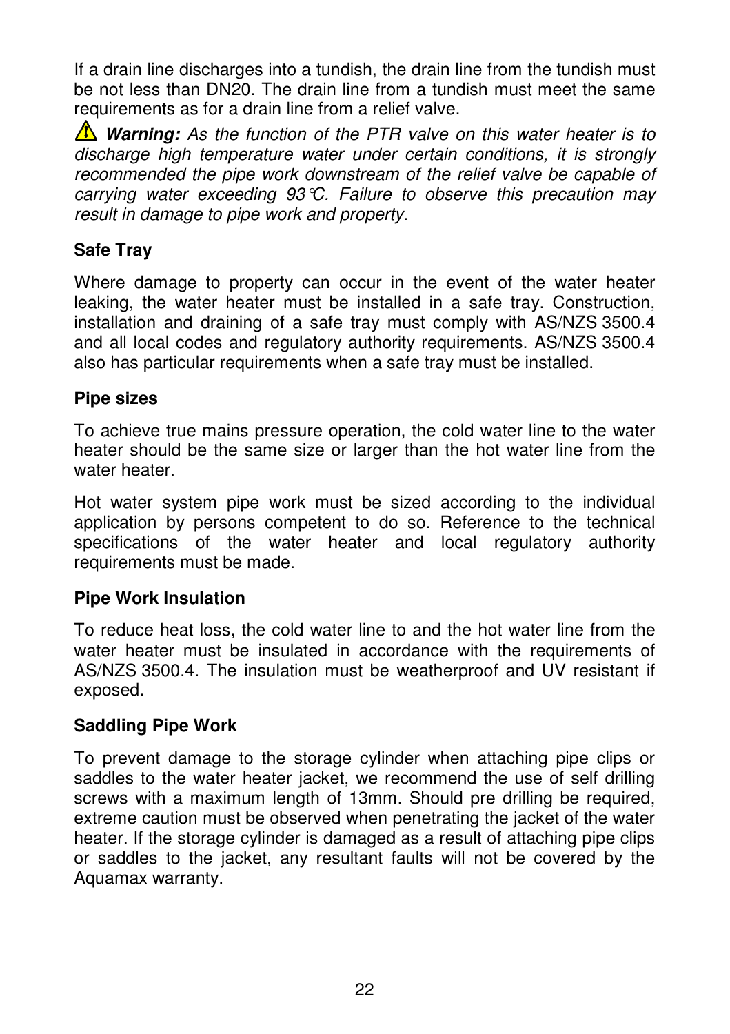If a drain line discharges into a tundish, the drain line from the tundish must be not less than DN20. The drain line from a tundish must meet the same requirements as for a drain line from a relief valve.

⚠ ***Warning:*** *As the function of the PTR valve on this water heater is to discharge high temperature water under certain conditions, it is strongly recommended the pipe work downstream of the relief valve be capable of carrying water exceeding 93°C. Failure to observe this precaution may result in damage to pipe work and property.*

**Safe Tray**

Where damage to property can occur in the event of the water heater leaking, the water heater must be installed in a safe tray. Construction, installation and draining of a safe tray must comply with AS/NZS 3500.4 and all local codes and regulatory authority requirements. AS/NZS 3500.4 also has particular requirements when a safe tray must be installed.

**Pipe sizes**

To achieve true mains pressure operation, the cold water line to the water heater should be the same size or larger than the hot water line from the water heater.

Hot water system pipe work must be sized according to the individual application by persons competent to do so. Reference to the technical specifications of the water heater and local regulatory authority requirements must be made.

**Pipe Work Insulation**

To reduce heat loss, the cold water line to and the hot water line from the water heater must be insulated in accordance with the requirements of AS/NZS 3500.4. The insulation must be weatherproof and UV resistant if exposed.

**Saddling Pipe Work**

To prevent damage to the storage cylinder when attaching pipe clips or saddles to the water heater jacket, we recommend the use of self drilling screws with a maximum length of 13mm. Should pre drilling be required, extreme caution must be observed when penetrating the jacket of the water heater. If the storage cylinder is damaged as a result of attaching pipe clips or saddles to the jacket, any resultant faults will not be covered by the Aquamax warranty.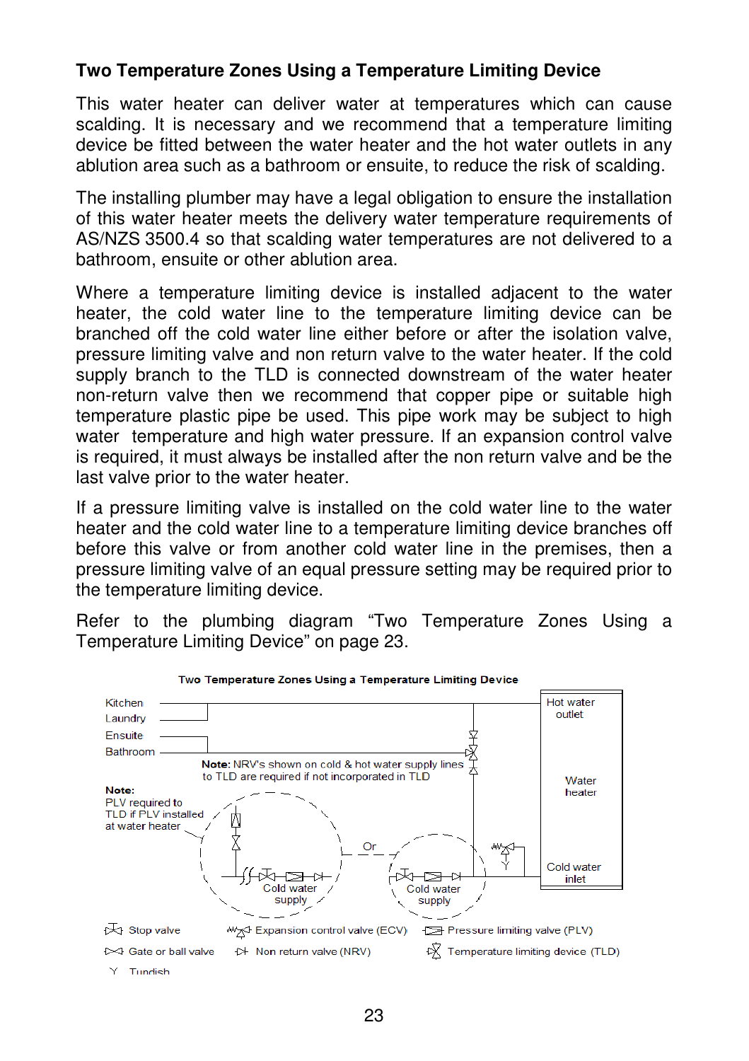## Two Temperature Zones Using a Temperature Limiting Device

This water heater can deliver water at temperatures which can cause scalding. It is necessary and we recommend that a temperature limiting device be fitted between the water heater and the hot water outlets in any ablution area such as a bathroom or ensuite, to reduce the risk of scalding.

The installing plumber may have a legal obligation to ensure the installation of this water heater meets the delivery water temperature requirements of AS/NZS 3500.4 so that scalding water temperatures are not delivered to a bathroom, ensuite or other ablution area.

Where a temperature limiting device is installed adjacent to the water heater, the cold water line to the temperature limiting device can be branched off the cold water line either before or after the isolation valve, pressure limiting valve and non return valve to the water heater. If the cold supply branch to the TLD is connected downstream of the water heater non-return valve then we recommend that copper pipe or suitable high temperature plastic pipe be used. This pipe work may be subject to high water temperature and high water pressure. If an expansion control valve is required, it must always be installed after the non return valve and be the last valve prior to the water heater.

If a pressure limiting valve is installed on the cold water line to the water heater and the cold water line to a temperature limiting device branches off before this valve or from another cold water line in the premises, then a pressure limiting valve of an equal pressure setting may be required prior to the temperature limiting device.

Refer to the plumbing diagram "Two Temperature Zones Using a Temperature Limiting Device" on page 23.

**Two Temperature Zones Using a Temperature Limiting Device**

Kitchen
Laundry
Ensuite
Bathroom

Hot water outlet

Water heater

Cold water inlet

**Note:** NRV's shown on cold & hot water supply lines to TLD are required if not incorporated in TLD

**Note:**
PLV required to TLD if PLV installed at water heater

Cold water supply

Or

Cold water supply

Stop valve
Gate or ball valve
Tundish
Expansion control valve (ECV)
Non return valve (NRV)
Pressure limiting valve (PLV)
Temperature limiting device (TLD)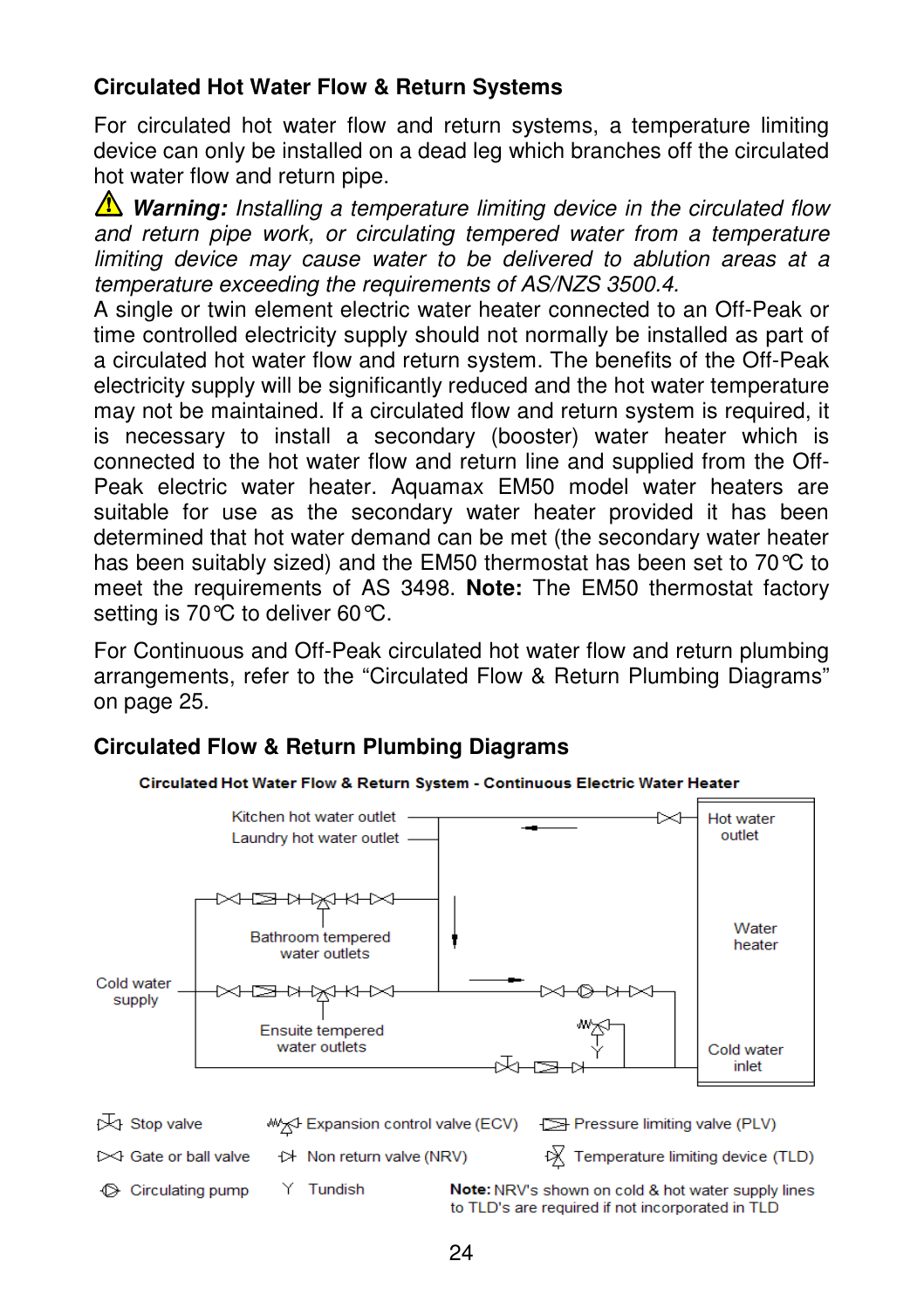### Circulated Hot Water Flow & Return Systems

For circulated hot water flow and return systems, a temperature limiting device can only be installed on a dead leg which branches off the circulated hot water flow and return pipe.

⚠ ***Warning:*** *Installing a temperature limiting device in the circulated flow and return pipe work, or circulating tempered water from a temperature limiting device may cause water to be delivered to ablution areas at a temperature exceeding the requirements of AS/NZS 3500.4.*

A single or twin element electric water heater connected to an Off-Peak or time controlled electricity supply should not normally be installed as part of a circulated hot water flow and return system. The benefits of the Off-Peak electricity supply will be significantly reduced and the hot water temperature may not be maintained. If a circulated flow and return system is required, it is necessary to install a secondary (booster) water heater which is connected to the hot water flow and return line and supplied from the Off-Peak electric water heater. Aquamax EM50 model water heaters are suitable for use as the secondary water heater provided it has been determined that hot water demand can be met (the secondary water heater has been suitably sized) and the EM50 thermostat has been set to 70°C to meet the requirements of AS 3498. **Note:** The EM50 thermostat factory setting is 70°C to deliver 60°C.

For Continuous and Off-Peak circulated hot water flow and return plumbing arrangements, refer to the “Circulated Flow & Return Plumbing Diagrams” on page 25.

### Circulated Flow & Return Plumbing Diagrams

**Circulated Hot Water Flow & Return System - Continuous Electric Water Heater**

Kitchen hot water outlet
Laundry hot water outlet
Hot water outlet
Water heater
Bathroom tempered water outlets
Cold water supply
Ensuite tempered water outlets
Cold water inlet

Stop valve
Gate or ball valve
Circulating pump
Expansion control valve (ECV)
Non return valve (NRV)
Tundish
Pressure limiting valve (PLV)
Temperature limiting device (TLD)

**Note:** NRV's shown on cold & hot water supply lines to TLD's are required if not incorporated in TLD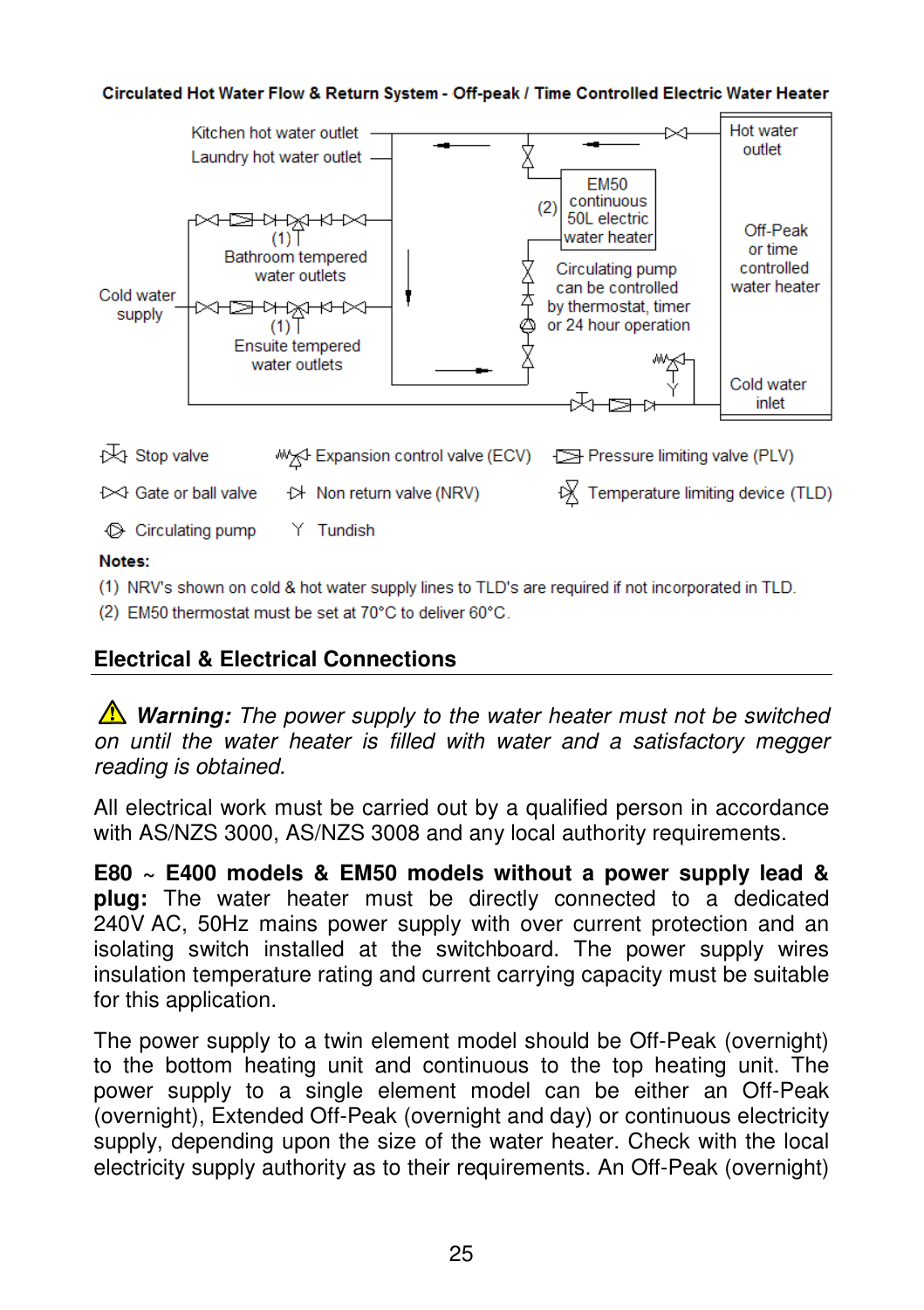**Circulated Hot Water Flow & Return System - Off-peak / Time Controlled Electric Water Heater**

Kitchen hot water outlet
Laundry hot water outlet

(1)
Bathroom tempered water outlets

Cold water supply

(1)
Ensuite tempered water outlets

(2) EM50 continuous 50L electric water heater

Circulating pump can be controlled by thermostat, timer or 24 hour operation

Hot water outlet

Off-Peak or time controlled water heater

Cold water inlet

Stop valve — Expansion control valve (ECV) — Pressure limiting valve (PLV)

Gate or ball valve — Non return valve (NRV) — Temperature limiting device (TLD)

Circulating pump — Tundish

**Notes:**

(1) NRV's shown on cold & hot water supply lines to TLD's are required if not incorporated in TLD.

(2) EM50 thermostat must be set at 70°C to deliver 60°C.

## Electrical & Electrical Connections

⚠ ***Warning:*** *The power supply to the water heater must not be switched on until the water heater is filled with water and a satisfactory megger reading is obtained.*

All electrical work must be carried out by a qualified person in accordance with AS/NZS 3000, AS/NZS 3008 and any local authority requirements.

**E80 ~ E400 models & EM50 models without a power supply lead & plug:** The water heater must be directly connected to a dedicated 240V AC, 50Hz mains power supply with over current protection and an isolating switch installed at the switchboard. The power supply wires insulation temperature rating and current carrying capacity must be suitable for this application.

The power supply to a twin element model should be Off-Peak (overnight) to the bottom heating unit and continuous to the top heating unit. The power supply to a single element model can be either an Off-Peak (overnight), Extended Off-Peak (overnight and day) or continuous electricity supply, depending upon the size of the water heater. Check with the local electricity supply authority as to their requirements. An Off-Peak (overnight)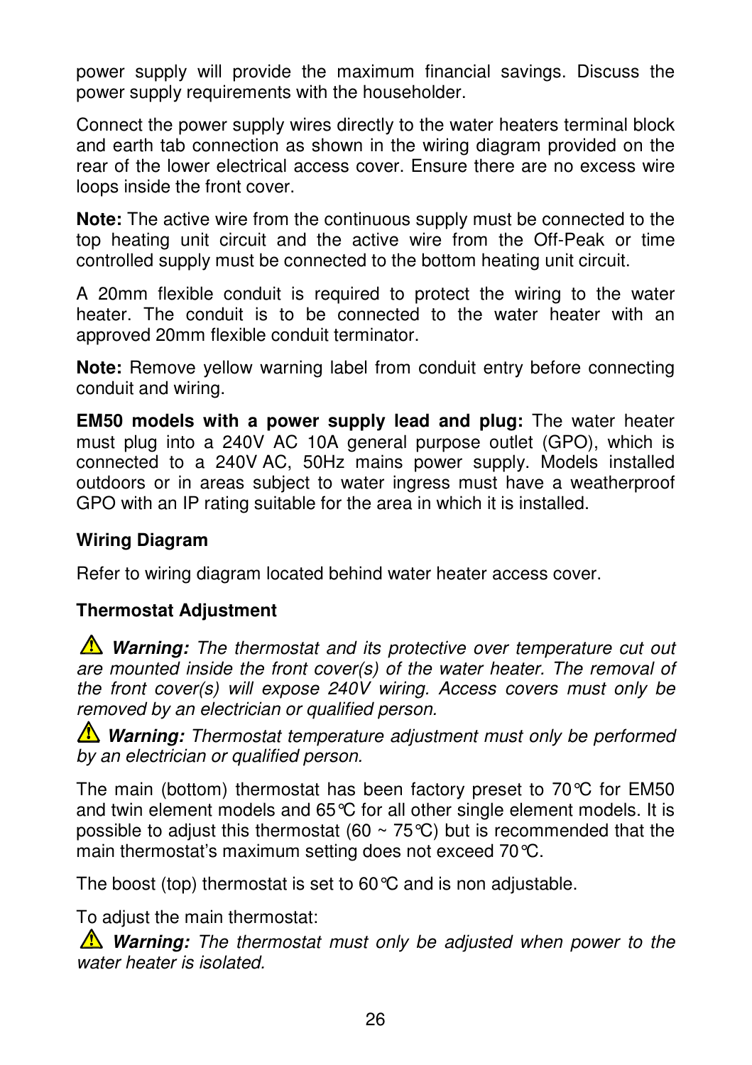power supply will provide the maximum financial savings. Discuss the power supply requirements with the householder.

Connect the power supply wires directly to the water heaters terminal block and earth tab connection as shown in the wiring diagram provided on the rear of the lower electrical access cover. Ensure there are no excess wire loops inside the front cover.

**Note:** The active wire from the continuous supply must be connected to the top heating unit circuit and the active wire from the Off-Peak or time controlled supply must be connected to the bottom heating unit circuit.

A 20mm flexible conduit is required to protect the wiring to the water heater. The conduit is to be connected to the water heater with an approved 20mm flexible conduit terminator.

**Note:** Remove yellow warning label from conduit entry before connecting conduit and wiring.

**EM50 models with a power supply lead and plug:** The water heater must plug into a 240V AC 10A general purpose outlet (GPO), which is connected to a 240V AC, 50Hz mains power supply. Models installed outdoors or in areas subject to water ingress must have a weatherproof GPO with an IP rating suitable for the area in which it is installed.

### Wiring Diagram

Refer to wiring diagram located behind water heater access cover.

### Thermostat Adjustment

⚠ ***Warning:*** *The thermostat and its protective over temperature cut out are mounted inside the front cover(s) of the water heater. The removal of the front cover(s) will expose 240V wiring. Access covers must only be removed by an electrician or qualified person.*

⚠ ***Warning:*** *Thermostat temperature adjustment must only be performed by an electrician or qualified person.*

The main (bottom) thermostat has been factory preset to 70°C for EM50 and twin element models and 65°C for all other single element models. It is possible to adjust this thermostat (60 ~ 75°C) but is recommended that the main thermostat's maximum setting does not exceed 70°C.

The boost (top) thermostat is set to 60°C and is non adjustable.

To adjust the main thermostat:

⚠ ***Warning:*** *The thermostat must only be adjusted when power to the water heater is isolated.*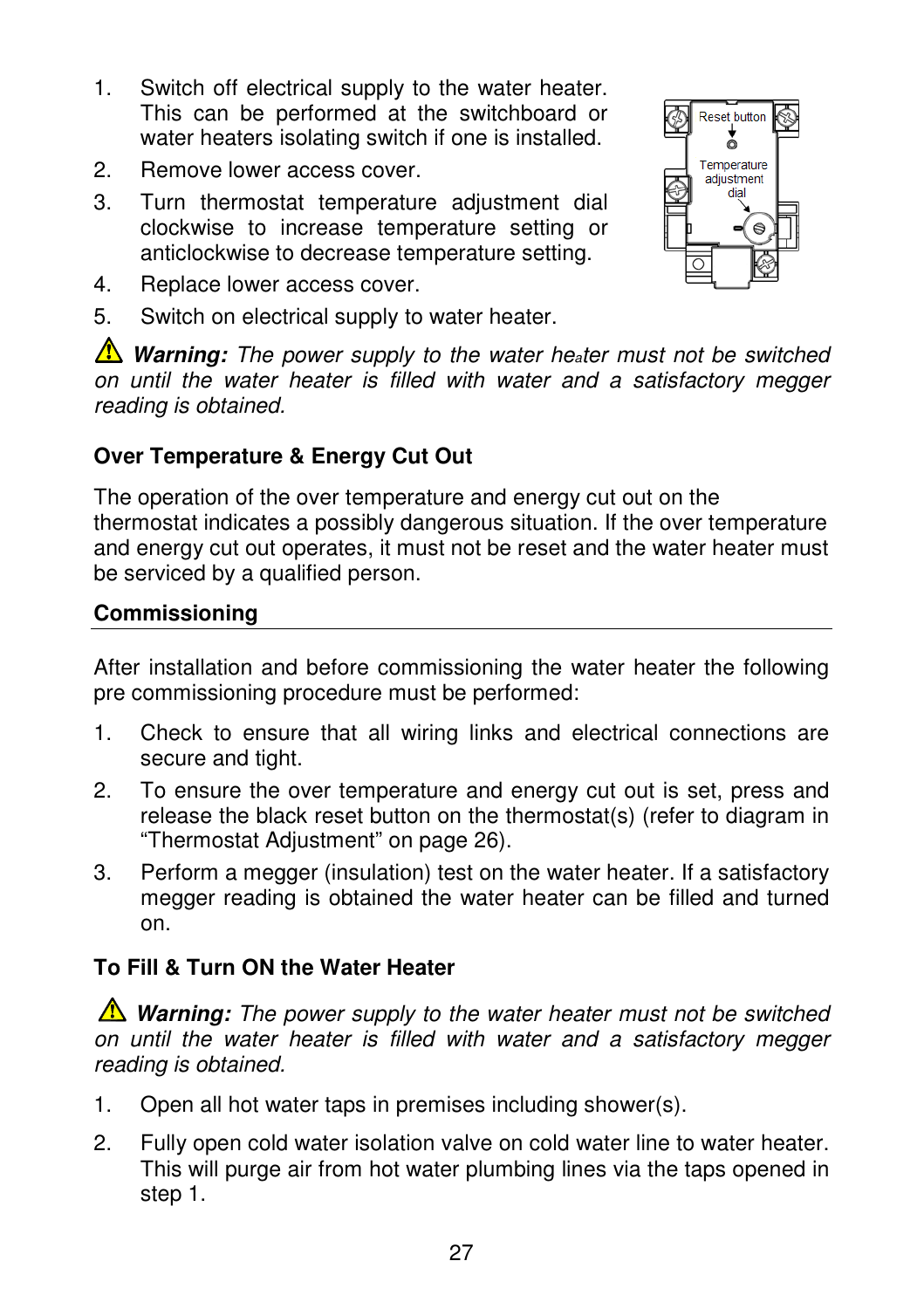1. Switch off electrical supply to the water heater. This can be performed at the switchboard or water heaters isolating switch if one is installed.
2. Remove lower access cover.
3. Turn thermostat temperature adjustment dial clockwise to increase temperature setting or anticlockwise to decrease temperature setting.
4. Replace lower access cover.
5. Switch on electrical supply to water heater.

⚠ ***Warning:*** *The power supply to the water heater must not be switched on until the water heater is filled with water and a satisfactory megger reading is obtained.*

**Over Temperature & Energy Cut Out**

The operation of the over temperature and energy cut out on the thermostat indicates a possibly dangerous situation. If the over temperature and energy cut out operates, it must not be reset and the water heater must be serviced by a qualified person.

## Commissioning

After installation and before commissioning the water heater the following pre commissioning procedure must be performed:

1. Check to ensure that all wiring links and electrical connections are secure and tight.
2. To ensure the over temperature and energy cut out is set, press and release the black reset button on the thermostat(s) (refer to diagram in "Thermostat Adjustment" on page 26).
3. Perform a megger (insulation) test on the water heater. If a satisfactory megger reading is obtained the water heater can be filled and turned on.

**To Fill & Turn ON the Water Heater**

⚠ ***Warning:*** *The power supply to the water heater must not be switched on until the water heater is filled with water and a satisfactory megger reading is obtained.*

1. Open all hot water taps in premises including shower(s).
2. Fully open cold water isolation valve on cold water line to water heater. This will purge air from hot water plumbing lines via the taps opened in step 1.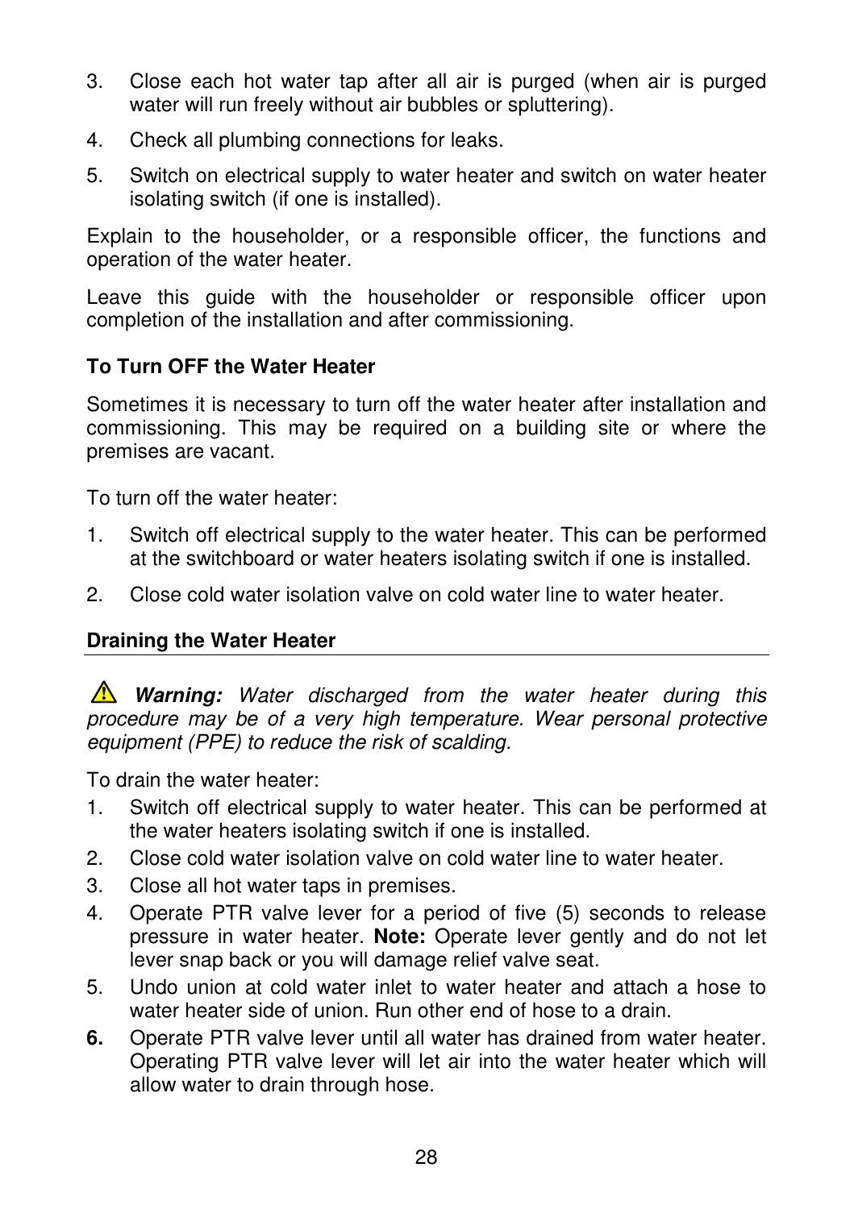3. Close each hot water tap after all air is purged (when air is purged water will run freely without air bubbles or spluttering).
4. Check all plumbing connections for leaks.
5. Switch on electrical supply to water heater and switch on water heater isolating switch (if one is installed).

Explain to the householder, or a responsible officer, the functions and operation of the water heater.

Leave this guide with the householder or responsible officer upon completion of the installation and after commissioning.

### To Turn OFF the Water Heater

Sometimes it is necessary to turn off the water heater after installation and commissioning. This may be required on a building site or where the premises are vacant.

To turn off the water heater:

1. Switch off electrical supply to the water heater. This can be performed at the switchboard or water heaters isolating switch if one is installed.
2. Close cold water isolation valve on cold water line to water heater.

### Draining the Water Heater

⚠ ***Warning:*** *Water discharged from the water heater during this procedure may be of a very high temperature. Wear personal protective equipment (PPE) to reduce the risk of scalding.*

To drain the water heater:

1. Switch off electrical supply to water heater. This can be performed at the water heaters isolating switch if one is installed.
2. Close cold water isolation valve on cold water line to water heater.
3. Close all hot water taps in premises.
4. Operate PTR valve lever for a period of five (5) seconds to release pressure in water heater. **Note:** Operate lever gently and do not let lever snap back or you will damage relief valve seat.
5. Undo union at cold water inlet to water heater and attach a hose to water heater side of union. Run other end of hose to a drain.
6. Operate PTR valve lever until all water has drained from water heater. Operating PTR valve lever will let air into the water heater which will allow water to drain through hose.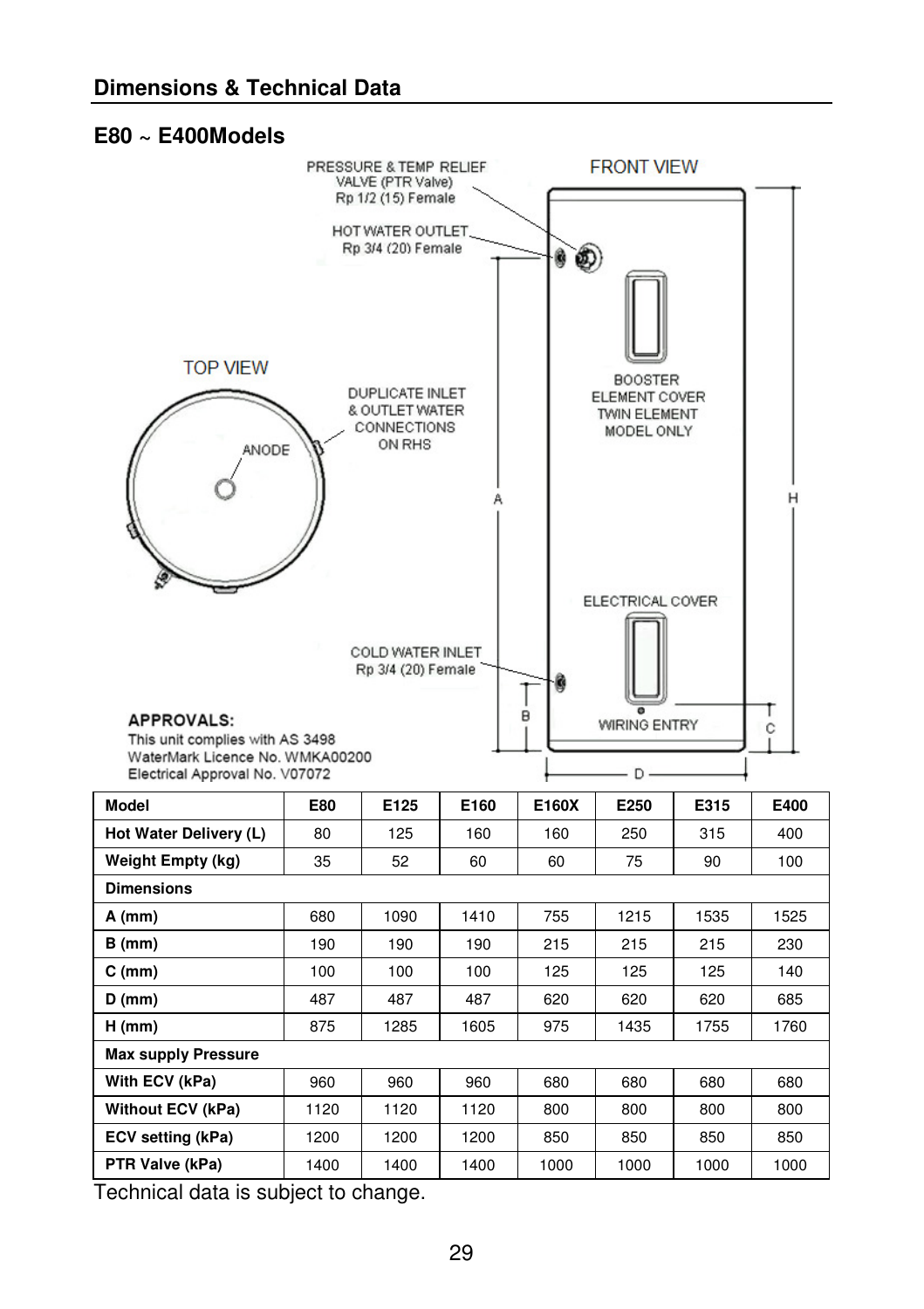## Dimensions & Technical Data

### E80 ~ E400Models

PRESSURE & TEMP RELIEF VALVE (PTR Valve) Rp 1/2 (15) Female

HOT WATER OUTLET Rp 3/4 (20) Female

FRONT VIEW

TOP VIEW

ANODE

DUPLICATE INLET & OUTLET WATER CONNECTIONS ON RHS

BOOSTER ELEMENT COVER TWIN ELEMENT MODEL ONLY

ELECTRICAL COVER

COLD WATER INLET Rp 3/4 (20) Female

WIRING ENTRY

**APPROVALS:**
This unit complies with AS 3498
WaterMark Licence No. WMKA00200
Electrical Approval No. V07072

| Model | E80 | E125 | E160 | E160X | E250 | E315 | E400 |
|---|---|---|---|---|---|---|---|
| Hot Water Delivery (L) | 80 | 125 | 160 | 160 | 250 | 315 | 400 |
| Weight Empty (kg) | 35 | 52 | 60 | 60 | 75 | 90 | 100 |
| **Dimensions** | | | | | | | |
| A (mm) | 680 | 1090 | 1410 | 755 | 1215 | 1535 | 1525 |
| B (mm) | 190 | 190 | 190 | 215 | 215 | 215 | 230 |
| C (mm) | 100 | 100 | 100 | 125 | 125 | 125 | 140 |
| D (mm) | 487 | 487 | 487 | 620 | 620 | 620 | 685 |
| H (mm) | 875 | 1285 | 1605 | 975 | 1435 | 1755 | 1760 |
| **Max supply Pressure** | | | | | | | |
| With ECV (kPa) | 960 | 960 | 960 | 680 | 680 | 680 | 680 |
| Without ECV (kPa) | 1120 | 1120 | 1120 | 800 | 800 | 800 | 800 |
| ECV setting (kPa) | 1200 | 1200 | 1200 | 850 | 850 | 850 | 850 |
| PTR Valve (kPa) | 1400 | 1400 | 1400 | 1000 | 1000 | 1000 | 1000 |

Technical data is subject to change.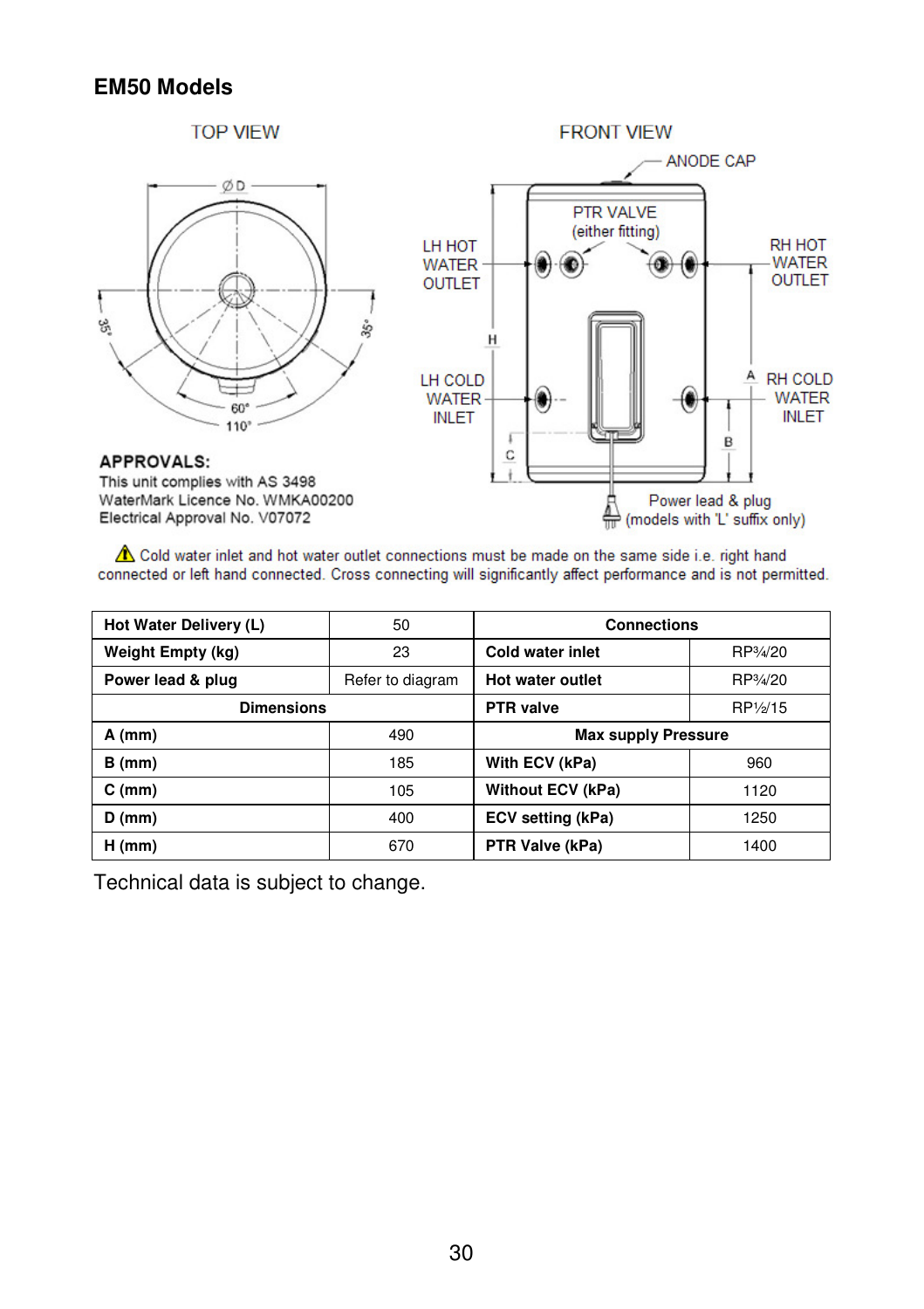## EM50 Models

TOP VIEW

FRONT VIEW

ANODE CAP

PTR VALVE (either fitting)

LH HOT WATER OUTLET

RH HOT WATER OUTLET

LH COLD WATER INLET

RH COLD WATER INLET

Power lead & plug (models with 'L' suffix only)

**APPROVALS:**
This unit complies with AS 3498
WaterMark Licence No. WMKA00200
Electrical Approval No. V07072

⚠ Cold water inlet and hot water outlet connections must be made on the same side i.e. right hand connected or left hand connected. Cross connecting will significantly affect performance and is not permitted.

| **Hot Water Delivery (L)** | 50 | **Connections** | |
|---|---|---|---|
| **Weight Empty (kg)** | 23 | **Cold water inlet** | RP¾/20 |
| **Power lead & plug** | Refer to diagram | **Hot water outlet** | RP¾/20 |
| **Dimensions** | | **PTR valve** | RP½/15 |
| **A (mm)** | 490 | **Max supply Pressure** | |
| **B (mm)** | 185 | **With ECV (kPa)** | 960 |
| **C (mm)** | 105 | **Without ECV (kPa)** | 1120 |
| **D (mm)** | 400 | **ECV setting (kPa)** | 1250 |
| **H (mm)** | 670 | **PTR Valve (kPa)** | 1400 |

Technical data is subject to change.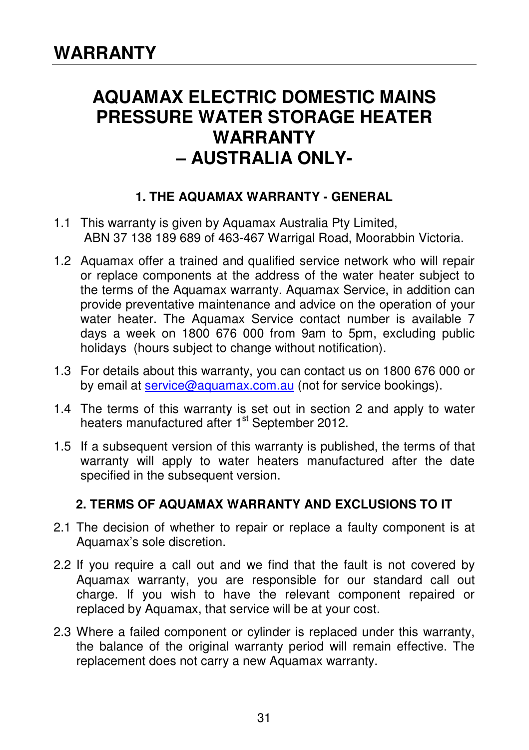# WARRANTY

## AQUAMAX ELECTRIC DOMESTIC MAINS PRESSURE WATER STORAGE HEATER WARRANTY – AUSTRALIA ONLY-

### 1. THE AQUAMAX WARRANTY - GENERAL

1.1 This warranty is given by Aquamax Australia Pty Limited, ABN 37 138 189 689 of 463-467 Warrigal Road, Moorabbin Victoria.

1.2 Aquamax offer a trained and qualified service network who will repair or replace components at the address of the water heater subject to the terms of the Aquamax warranty. Aquamax Service, in addition can provide preventative maintenance and advice on the operation of your water heater. The Aquamax Service contact number is available 7 days a week on 1800 676 000 from 9am to 5pm, excluding public holidays (hours subject to change without notification).

1.3 For details about this warranty, you can contact us on 1800 676 000 or by email at service@aquamax.com.au (not for service bookings).

1.4 The terms of this warranty is set out in section 2 and apply to water heaters manufactured after 1st September 2012.

1.5 If a subsequent version of this warranty is published, the terms of that warranty will apply to water heaters manufactured after the date specified in the subsequent version.

### 2. TERMS OF AQUAMAX WARRANTY AND EXCLUSIONS TO IT

2.1 The decision of whether to repair or replace a faulty component is at Aquamax's sole discretion.

2.2 If you require a call out and we find that the fault is not covered by Aquamax warranty, you are responsible for our standard call out charge. If you wish to have the relevant component repaired or replaced by Aquamax, that service will be at your cost.

2.3 Where a failed component or cylinder is replaced under this warranty, the balance of the original warranty period will remain effective. The replacement does not carry a new Aquamax warranty.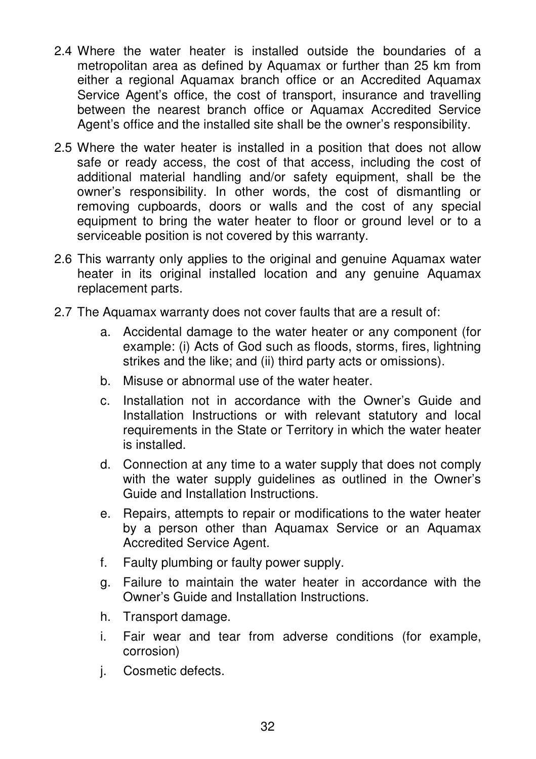2.4 Where the water heater is installed outside the boundaries of a metropolitan area as defined by Aquamax or further than 25 km from either a regional Aquamax branch office or an Accredited Aquamax Service Agent's office, the cost of transport, insurance and travelling between the nearest branch office or Aquamax Accredited Service Agent's office and the installed site shall be the owner's responsibility.

2.5 Where the water heater is installed in a position that does not allow safe or ready access, the cost of that access, including the cost of additional material handling and/or safety equipment, shall be the owner's responsibility. In other words, the cost of dismantling or removing cupboards, doors or walls and the cost of any special equipment to bring the water heater to floor or ground level or to a serviceable position is not covered by this warranty.

2.6 This warranty only applies to the original and genuine Aquamax water heater in its original installed location and any genuine Aquamax replacement parts.

2.7 The Aquamax warranty does not cover faults that are a result of:

   a. Accidental damage to the water heater or any component (for example: (i) Acts of God such as floods, storms, fires, lightning strikes and the like; and (ii) third party acts or omissions).

   b. Misuse or abnormal use of the water heater.

   c. Installation not in accordance with the Owner's Guide and Installation Instructions or with relevant statutory and local requirements in the State or Territory in which the water heater is installed.

   d. Connection at any time to a water supply that does not comply with the water supply guidelines as outlined in the Owner's Guide and Installation Instructions.

   e. Repairs, attempts to repair or modifications to the water heater by a person other than Aquamax Service or an Aquamax Accredited Service Agent.

   f. Faulty plumbing or faulty power supply.

   g. Failure to maintain the water heater in accordance with the Owner's Guide and Installation Instructions.

   h. Transport damage.

   i. Fair wear and tear from adverse conditions (for example, corrosion)

   j. Cosmetic defects.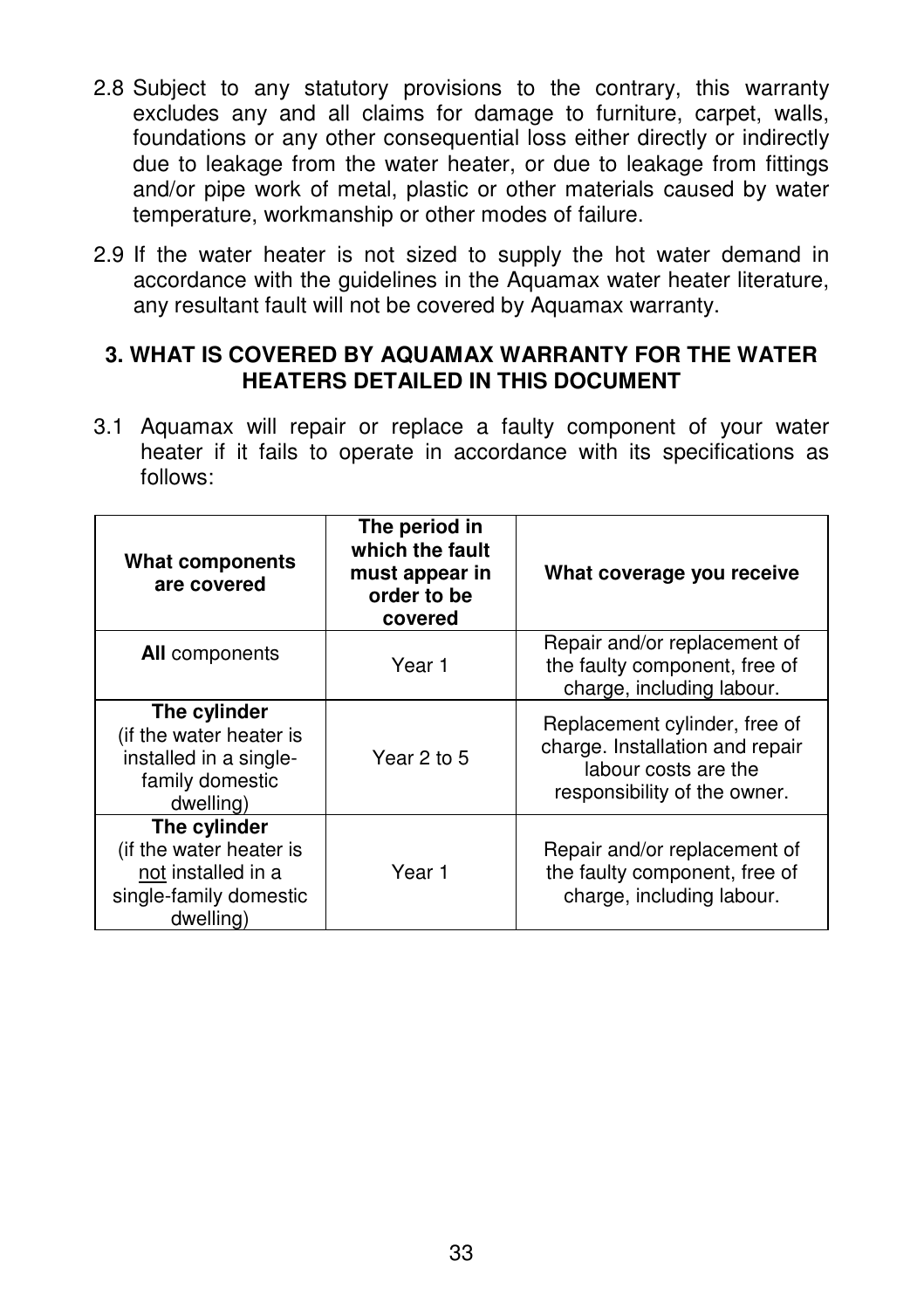2.8 Subject to any statutory provisions to the contrary, this warranty excludes any and all claims for damage to furniture, carpet, walls, foundations or any other consequential loss either directly or indirectly due to leakage from the water heater, or due to leakage from fittings and/or pipe work of metal, plastic or other materials caused by water temperature, workmanship or other modes of failure.

2.9 If the water heater is not sized to supply the hot water demand in accordance with the guidelines in the Aquamax water heater literature, any resultant fault will not be covered by Aquamax warranty.

## 3. WHAT IS COVERED BY AQUAMAX WARRANTY FOR THE WATER HEATERS DETAILED IN THIS DOCUMENT

3.1 Aquamax will repair or replace a faulty component of your water heater if it fails to operate in accordance with its specifications as follows:

| What components are covered | The period in which the fault must appear in order to be covered | What coverage you receive |
|---|---|---|
| **All** components | Year 1 | Repair and/or replacement of the faulty component, free of charge, including labour. |
| **The cylinder** (if the water heater is installed in a single-family domestic dwelling) | Year 2 to 5 | Replacement cylinder, free of charge. Installation and repair labour costs are the responsibility of the owner. |
| **The cylinder** (if the water heater is not installed in a single-family domestic dwelling) | Year 1 | Repair and/or replacement of the faulty component, free of charge, including labour. |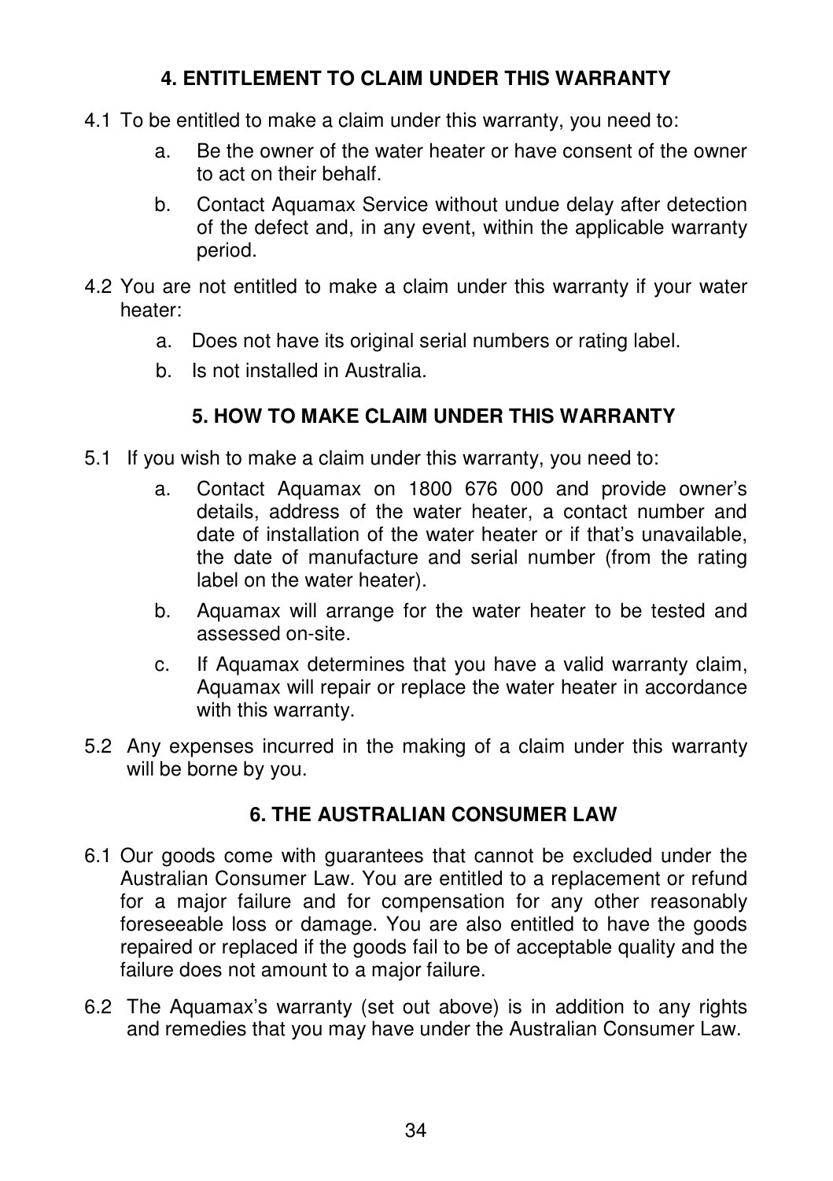## 4. ENTITLEMENT TO CLAIM UNDER THIS WARRANTY

4.1 To be entitled to make a claim under this warranty, you need to:

a. Be the owner of the water heater or have consent of the owner to act on their behalf.

b. Contact Aquamax Service without undue delay after detection of the defect and, in any event, within the applicable warranty period.

4.2 You are not entitled to make a claim under this warranty if your water heater:

a. Does not have its original serial numbers or rating label.

b. Is not installed in Australia.

## 5. HOW TO MAKE CLAIM UNDER THIS WARRANTY

5.1 If you wish to make a claim under this warranty, you need to:

a. Contact Aquamax on 1800 676 000 and provide owner's details, address of the water heater, a contact number and date of installation of the water heater or if that's unavailable, the date of manufacture and serial number (from the rating label on the water heater).

b. Aquamax will arrange for the water heater to be tested and assessed on-site.

c. If Aquamax determines that you have a valid warranty claim, Aquamax will repair or replace the water heater in accordance with this warranty.

5.2 Any expenses incurred in the making of a claim under this warranty will be borne by you.

## 6. THE AUSTRALIAN CONSUMER LAW

6.1 Our goods come with guarantees that cannot be excluded under the Australian Consumer Law. You are entitled to a replacement or refund for a major failure and for compensation for any other reasonably foreseeable loss or damage. You are also entitled to have the goods repaired or replaced if the goods fail to be of acceptable quality and the failure does not amount to a major failure.

6.2 The Aquamax's warranty (set out above) is in addition to any rights and remedies that you may have under the Australian Consumer Law.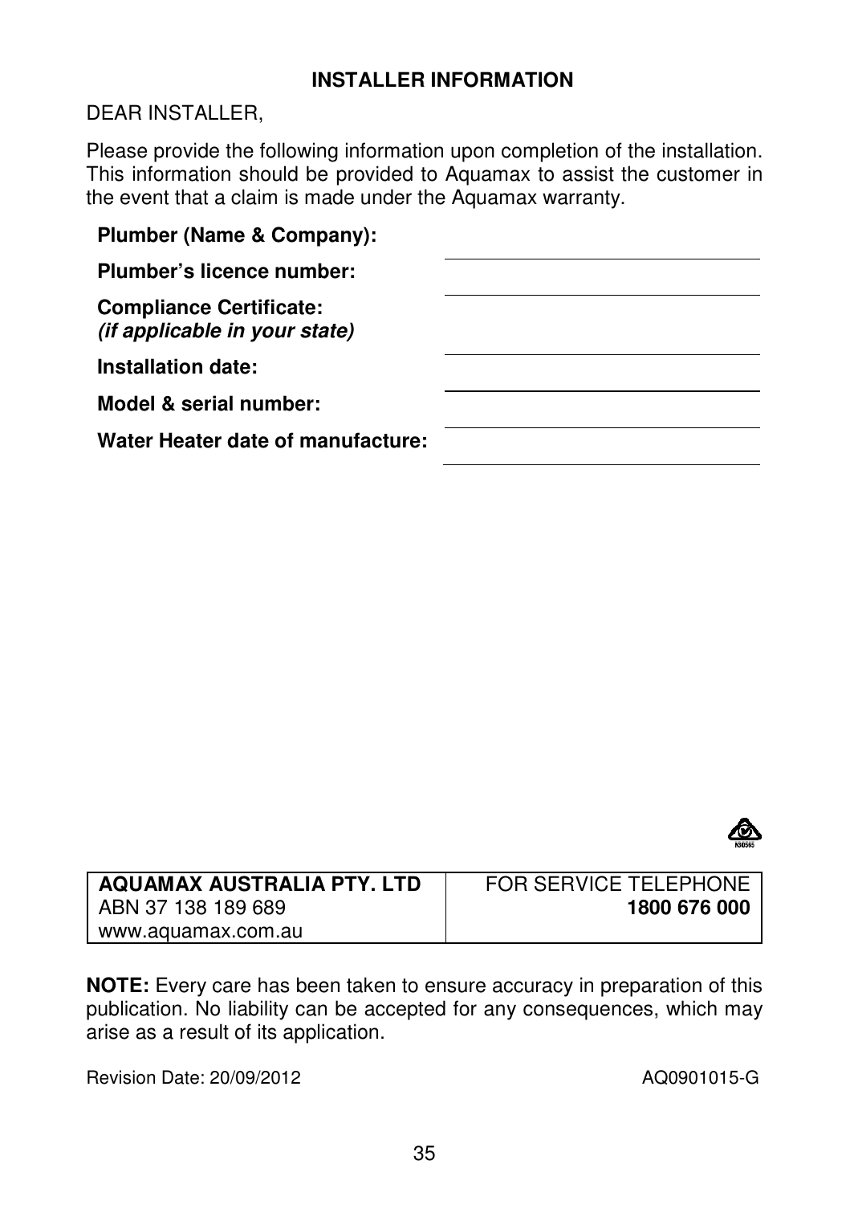## INSTALLER INFORMATION

DEAR INSTALLER,

Please provide the following information upon completion of the installation. This information should be provided to Aquamax to assist the customer in the event that a claim is made under the Aquamax warranty.

**Plumber (Name & Company):** ______________________________

**Plumber's licence number:** ______________________________

**Compliance Certificate:**
***(if applicable in your state)*** ______________________________

**Installation date:** ______________________________

**Model & serial number:** ______________________________

**Water Heater date of manufacture:** ______________________________

N30565

| | |
|---|---|
| **AQUAMAX AUSTRALIA PTY. LTD**<br>ABN 37 138 189 689<br>www.aquamax.com.au | FOR SERVICE TELEPHONE<br>**1800 676 000** |

**NOTE:** Every care has been taken to ensure accuracy in preparation of this publication. No liability can be accepted for any consequences, which may arise as a result of its application.

Revision Date: 20/09/2012 AQ0901015-G